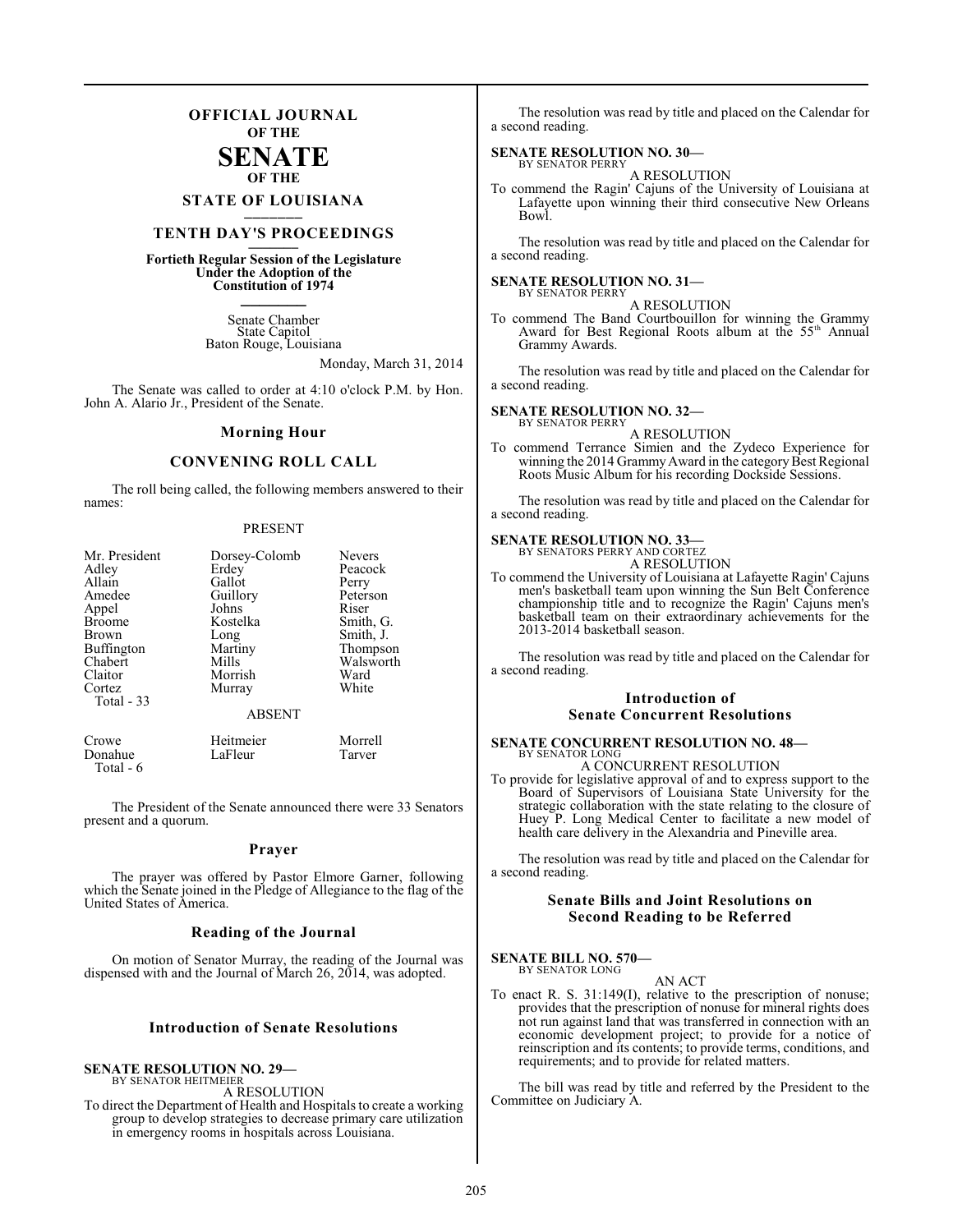# OFFICIAL JOURNAL OF THE SENATE OF THE STATE OF LOUISIANA

## TENTH DAY'S PROCEEDINGS

**Fortieth Regular Session of the Legislature Under the Adoption of the Constitution of 1974**

Senate Chamber
State Capitol
Baton Rouge, Louisiana

Monday, March 31, 2014

The Senate was called to order at 4:10 o'clock P.M. by Hon. John A. Alario Jr., President of the Senate.

### Morning Hour

### CONVENING ROLL CALL

The roll being called, the following members answered to their names:

PRESENT

| | | |
|---|---|---|
| Mr. President | Dorsey-Colomb | Nevers |
| Adley | Erdey | Peacock |
| Allain | Gallot | Perry |
| Amedee | Guillory | Peterson |
| Appel | Johns | Riser |
| Broome | Kostelka | Smith, G. |
| Brown | Long | Smith, J. |
| Buffington | Martiny | Thompson |
| Chabert | Mills | Walsworth |
| Claitor | Morrish | Ward |
| Cortez | Murray | White |
| Total - 33 | | |

ABSENT

| | | |
|---|---|---|
| Crowe | Heitmeier | Morrell |
| Donahue | LaFleur | Tarver |
| Total - 6 | | |

The President of the Senate announced there were 33 Senators present and a quorum.

### Prayer

The prayer was offered by Pastor Elmore Garner, following which the Senate joined in the Pledge of Allegiance to the flag of the United States of America.

### Reading of the Journal

On motion of Senator Murray, the reading of the Journal was dispensed with and the Journal of March 26, 2014, was adopted.

### Introduction of Senate Resolutions

**SENATE RESOLUTION NO. 29—**
BY SENATOR HEITMEIER

A RESOLUTION

To direct the Department of Health and Hospitals to create a working group to develop strategies to decrease primary care utilization in emergency rooms in hospitals across Louisiana.

The resolution was read by title and placed on the Calendar for a second reading.

**SENATE RESOLUTION NO. 30—**
BY SENATOR PERRY

A RESOLUTION

To commend the Ragin' Cajuns of the University of Louisiana at Lafayette upon winning their third consecutive New Orleans Bowl.

The resolution was read by title and placed on the Calendar for a second reading.

**SENATE RESOLUTION NO. 31—**
BY SENATOR PERRY

A RESOLUTION

To commend The Band Courtbouillon for winning the Grammy Award for Best Regional Roots album at the 55th Annual Grammy Awards.

The resolution was read by title and placed on the Calendar for a second reading.

**SENATE RESOLUTION NO. 32—**
BY SENATOR PERRY

A RESOLUTION

To commend Terrance Simien and the Zydeco Experience for winning the 2014 Grammy Award in the category Best Regional Roots Music Album for his recording Dockside Sessions.

The resolution was read by title and placed on the Calendar for a second reading.

**SENATE RESOLUTION NO. 33—**
BY SENATORS PERRY AND CORTEZ

A RESOLUTION

To commend the University of Louisiana at Lafayette Ragin' Cajuns men's basketball team upon winning the Sun Belt Conference championship title and to recognize the Ragin' Cajuns men's basketball team on their extraordinary achievements for the 2013-2014 basketball season.

The resolution was read by title and placed on the Calendar for a second reading.

### Introduction of Senate Concurrent Resolutions

**SENATE CONCURRENT RESOLUTION NO. 48—**
BY SENATOR LONG

A CONCURRENT RESOLUTION

To provide for legislative approval of and to express support to the Board of Supervisors of Louisiana State University for the strategic collaboration with the state relating to the closure of Huey P. Long Medical Center to facilitate a new model of health care delivery in the Alexandria and Pineville area.

The resolution was read by title and placed on the Calendar for a second reading.

### Senate Bills and Joint Resolutions on Second Reading to be Referred

**SENATE BILL NO. 570—**
BY SENATOR LONG

AN ACT

To enact R. S. 31:149(I), relative to the prescription of nonuse; provides that the prescription of nonuse for mineral rights does not run against land that was transferred in connection with an economic development project; to provide for a notice of reinscription and its contents; to provide terms, conditions, and requirements; and to provide for related matters.

The bill was read by title and referred by the President to the Committee on Judiciary A.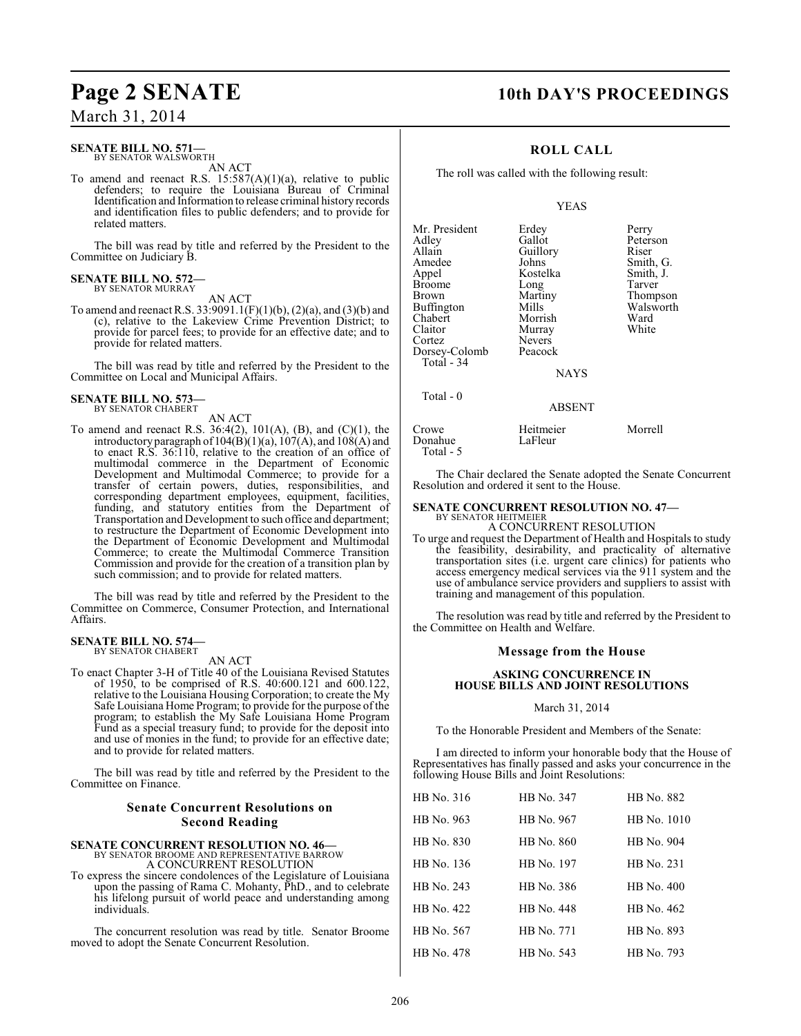**SENATE BILL NO. 571—**
BY SENATOR WALSWORTH

AN ACT

To amend and reenact R.S. 15:587(A)(1)(a), relative to public defenders; to require the Louisiana Bureau of Criminal Identification and Information to release criminal history records and identification files to public defenders; and to provide for related matters.

The bill was read by title and referred by the President to the Committee on Judiciary B.

**SENATE BILL NO. 572—**
BY SENATOR MURRAY

AN ACT

To amend and reenact R.S. 33:9091.1(F)(1)(b), (2)(a), and (3)(b) and (c), relative to the Lakeview Crime Prevention District; to provide for parcel fees; to provide for an effective date; and to provide for related matters.

The bill was read by title and referred by the President to the Committee on Local and Municipal Affairs.

**SENATE BILL NO. 573—**
BY SENATOR CHABERT

AN ACT

To amend and reenact R.S. 36:4(2), 101(A), (B), and (C)(1), the introductory paragraph of 104(B)(1)(a), 107(A), and 108(A) and to enact R.S. 36:110, relative to the creation of an office of multimodal commerce in the Department of Economic Development and Multimodal Commerce; to provide for a transfer of certain powers, duties, responsibilities, and corresponding department employees, equipment, facilities, funding, and statutory entities from the Department of Transportation and Development to such office and department; to restructure the Department of Economic Development into the Department of Economic Development and Multimodal Commerce; to create the Multimodal Commerce Transition Commission and provide for the creation of a transition plan by such commission; and to provide for related matters.

The bill was read by title and referred by the President to the Committee on Commerce, Consumer Protection, and International Affairs.

**SENATE BILL NO. 574—**
BY SENATOR CHABERT

AN ACT

To enact Chapter 3-H of Title 40 of the Louisiana Revised Statutes of 1950, to be comprised of R.S. 40:600.121 and 600.122, relative to the Louisiana Housing Corporation; to create the My Safe Louisiana Home Program; to provide for the purpose of the program; to establish the My Safe Louisiana Home Program Fund as a special treasury fund; to provide for the deposit into and use of monies in the fund; to provide for an effective date; and to provide for related matters.

The bill was read by title and referred by the President to the Committee on Finance.

## Senate Concurrent Resolutions on Second Reading

**SENATE CONCURRENT RESOLUTION NO. 46—**
BY SENATOR BROOME AND REPRESENTATIVE BARROW

A CONCURRENT RESOLUTION

To express the sincere condolences of the Legislature of Louisiana upon the passing of Rama C. Mohanty, PhD., and to celebrate his lifelong pursuit of world peace and understanding among individuals.

The concurrent resolution was read by title. Senator Broome moved to adopt the Senate Concurrent Resolution.

## ROLL CALL

The roll was called with the following result:

YEAS

| | | |
|---|---|---|
| Mr. President | Erdey | Perry |
| Adley | Gallot | Peterson |
| Allain | Guillory | Riser |
| Amedee | Johns | Smith, G. |
| Appel | Kostelka | Smith, J. |
| Broome | Long | Tarver |
| Brown | Martiny | Thompson |
| Buffington | Mills | Walsworth |
| Chabert | Morrish | Ward |
| Claitor | Murray | White |
| Cortez | Nevers | |
| Dorsey-Colomb | Peacock | |

Total - 34

NAYS

Total - 0

ABSENT

| | | |
|---|---|---|
| Crowe | Heitmeier | Morrell |
| Donahue | LaFleur | |

Total - 5

The Chair declared the Senate adopted the Senate Concurrent Resolution and ordered it sent to the House.

**SENATE CONCURRENT RESOLUTION NO. 47—**
BY SENATOR HEITMEIER

A CONCURRENT RESOLUTION

To urge and request the Department of Health and Hospitals to study the feasibility, desirability, and practicality of alternative transportation sites (i.e. urgent care clinics) for patients who access emergency medical services via the 911 system and the use of ambulance service providers and suppliers to assist with training and management of this population.

The resolution was read by title and referred by the President to the Committee on Health and Welfare.

## Message from the House

### ASKING CONCURRENCE IN HOUSE BILLS AND JOINT RESOLUTIONS

March 31, 2014

To the Honorable President and Members of the Senate:

I am directed to inform your honorable body that the House of Representatives has finally passed and asks your concurrence in the following House Bills and Joint Resolutions:

| | | |
|---|---|---|
| HB No. 316 | HB No. 347 | HB No. 882 |
| HB No. 963 | HB No. 967 | HB No. 1010 |
| HB No. 830 | HB No. 860 | HB No. 904 |
| HB No. 136 | HB No. 197 | HB No. 231 |
| HB No. 243 | HB No. 386 | HB No. 400 |
| HB No. 422 | HB No. 448 | HB No. 462 |
| HB No. 567 | HB No. 771 | HB No. 893 |
| HB No. 478 | HB No. 543 | HB No. 793 |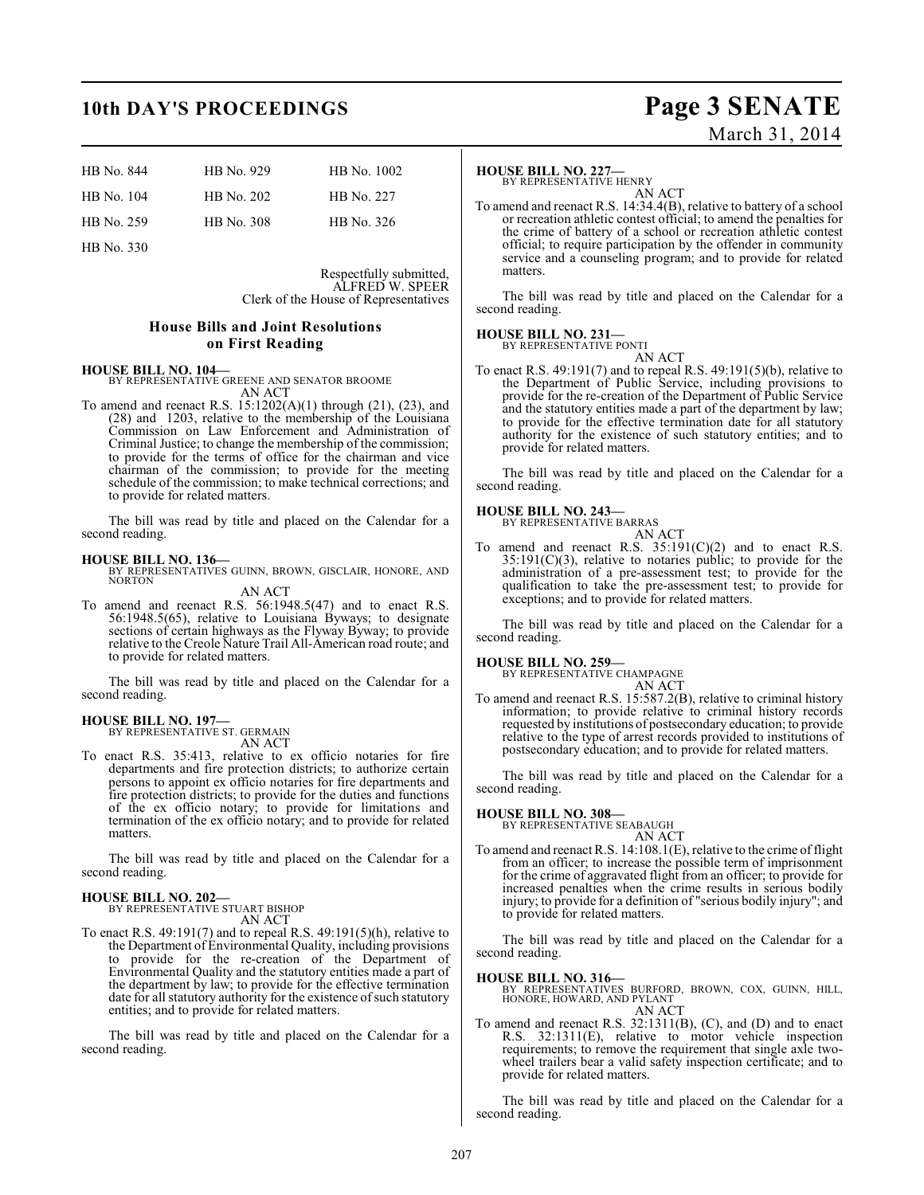| HB No. 844 | HB No. 929 | HB No. 1002 |
|---|---|---|
| HB No. 104 | HB No. 202 | HB No. 227 |
| HB No. 259 | HB No. 308 | HB No. 326 |
| HB No. 330 | | |

Respectfully submitted,
ALFRED W. SPEER
Clerk of the House of Representatives

## House Bills and Joint Resolutions on First Reading

**HOUSE BILL NO. 104—**
BY REPRESENTATIVE GREENE AND SENATOR BROOME
AN ACT

To amend and reenact R.S. 15:1202(A)(1) through (21), (23), and (28) and 1203, relative to the membership of the Louisiana Commission on Law Enforcement and Administration of Criminal Justice; to change the membership of the commission; to provide for the terms of office for the chairman and vice chairman of the commission; to provide for the meeting schedule of the commission; to make technical corrections; and to provide for related matters.

The bill was read by title and placed on the Calendar for a second reading.

**HOUSE BILL NO. 136—**
BY REPRESENTATIVES GUINN, BROWN, GISCLAIR, HONORE, AND NORTON
AN ACT

To amend and reenact R.S. 56:1948.5(47) and to enact R.S. 56:1948.5(65), relative to Louisiana Byways; to designate sections of certain highways as the Flyway Byway; to provide relative to the Creole Nature Trail All-American road route; and to provide for related matters.

The bill was read by title and placed on the Calendar for a second reading.

**HOUSE BILL NO. 197—**
BY REPRESENTATIVE ST. GERMAIN
AN ACT

To enact R.S. 35:413, relative to ex officio notaries for fire departments and fire protection districts; to authorize certain persons to appoint ex officio notaries for fire departments and fire protection districts; to provide for the duties and functions of the ex officio notary; to provide for limitations and termination of the ex officio notary; and to provide for related matters.

The bill was read by title and placed on the Calendar for a second reading.

**HOUSE BILL NO. 202—**
BY REPRESENTATIVE STUART BISHOP
AN ACT

To enact R.S. 49:191(7) and to repeal R.S. 49:191(5)(h), relative to the Department of Environmental Quality, including provisions to provide for the re-creation of the Department of Environmental Quality and the statutory entities made a part of the department by law; to provide for the effective termination date for all statutory authority for the existence of such statutory entities; and to provide for related matters.

The bill was read by title and placed on the Calendar for a second reading.

**HOUSE BILL NO. 227—**
BY REPRESENTATIVE HENRY
AN ACT

To amend and reenact R.S. 14:34.4(B), relative to battery of a school or recreation athletic contest official; to amend the penalties for the crime of battery of a school or recreation athletic contest official; to require participation by the offender in community service and a counseling program; and to provide for related matters.

The bill was read by title and placed on the Calendar for a second reading.

**HOUSE BILL NO. 231—**
BY REPRESENTATIVE PONTI
AN ACT

To enact R.S. 49:191(7) and to repeal R.S. 49:191(5)(b), relative to the Department of Public Service, including provisions to provide for the re-creation of the Department of Public Service and the statutory entities made a part of the department by law; to provide for the effective termination date for all statutory authority for the existence of such statutory entities; and to provide for related matters.

The bill was read by title and placed on the Calendar for a second reading.

**HOUSE BILL NO. 243—**
BY REPRESENTATIVE BARRAS
AN ACT

To amend and reenact R.S. 35:191(C)(2) and to enact R.S. 35:191(C)(3), relative to notaries public; to provide for the administration of a pre-assessment test; to provide for the qualification to take the pre-assessment test; to provide for exceptions; and to provide for related matters.

The bill was read by title and placed on the Calendar for a second reading.

**HOUSE BILL NO. 259—**
BY REPRESENTATIVE CHAMPAGNE
AN ACT

To amend and reenact R.S. 15:587.2(B), relative to criminal history information; to provide relative to criminal history records requested by institutions of postsecondary education; to provide relative to the type of arrest records provided to institutions of postsecondary education; and to provide for related matters.

The bill was read by title and placed on the Calendar for a second reading.

**HOUSE BILL NO. 308—**
BY REPRESENTATIVE SEABAUGH
AN ACT

To amend and reenact R.S. 14:108.1(E), relative to the crime of flight from an officer; to increase the possible term of imprisonment for the crime of aggravated flight from an officer; to provide for increased penalties when the crime results in serious bodily injury; to provide for a definition of "serious bodily injury"; and to provide for related matters.

The bill was read by title and placed on the Calendar for a second reading.

**HOUSE BILL NO. 316—**
BY REPRESENTATIVES BURFORD, BROWN, COX, GUINN, HILL, HONORE, HOWARD, AND PYLANT
AN ACT

To amend and reenact R.S. 32:1311(B), (C), and (D) and to enact R.S. 32:1311(E), relative to motor vehicle inspection requirements; to remove the requirement that single axle two-wheel trailers bear a valid safety inspection certificate; and to provide for related matters.

The bill was read by title and placed on the Calendar for a second reading.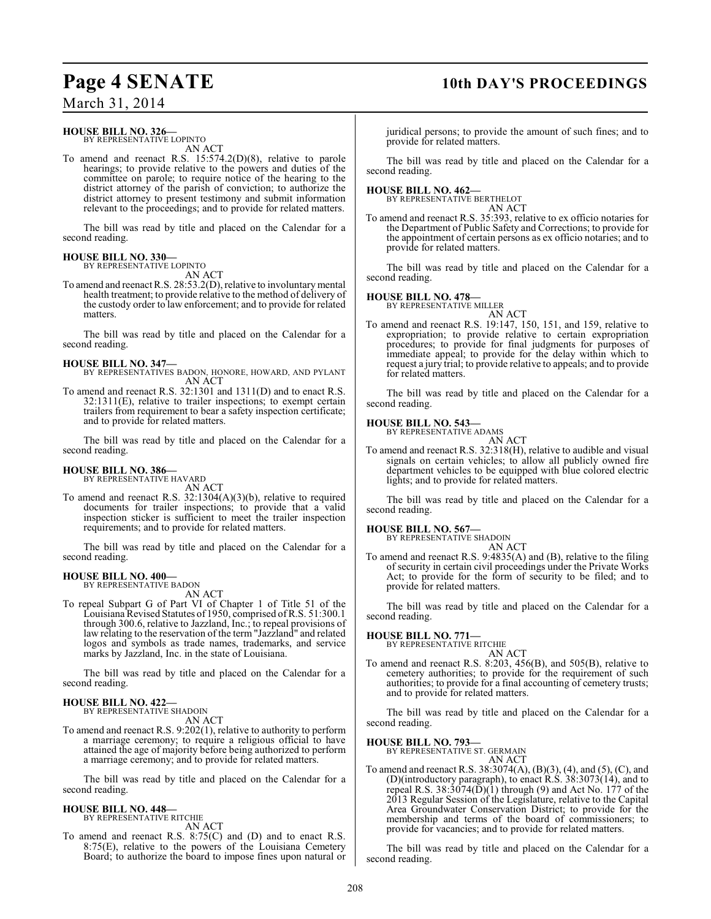**HOUSE BILL NO. 326—**
BY REPRESENTATIVE LOPINTO

AN ACT

To amend and reenact R.S. 15:574.2(D)(8), relative to parole hearings; to provide relative to the powers and duties of the committee on parole; to require notice of the hearing to the district attorney of the parish of conviction; to authorize the district attorney to present testimony and submit information relevant to the proceedings; and to provide for related matters.

The bill was read by title and placed on the Calendar for a second reading.

**HOUSE BILL NO. 330—**
BY REPRESENTATIVE LOPINTO

AN ACT

To amend and reenact R.S. 28:53.2(D), relative to involuntary mental health treatment; to provide relative to the method of delivery of the custody order to law enforcement; and to provide for related matters.

The bill was read by title and placed on the Calendar for a second reading.

**HOUSE BILL NO. 347—**
BY REPRESENTATIVES BADON, HONORE, HOWARD, AND PYLANT

AN ACT

To amend and reenact R.S. 32:1301 and 1311(D) and to enact R.S. 32:1311(E), relative to trailer inspections; to exempt certain trailers from requirement to bear a safety inspection certificate; and to provide for related matters.

The bill was read by title and placed on the Calendar for a second reading.

**HOUSE BILL NO. 386—**
BY REPRESENTATIVE HAVARD

AN ACT

To amend and reenact R.S. 32:1304(A)(3)(b), relative to required documents for trailer inspections; to provide that a valid inspection sticker is sufficient to meet the trailer inspection requirements; and to provide for related matters.

The bill was read by title and placed on the Calendar for a second reading.

**HOUSE BILL NO. 400—**
BY REPRESENTATIVE BADON

AN ACT

To repeal Subpart G of Part VI of Chapter 1 of Title 51 of the Louisiana Revised Statutes of 1950, comprised of R.S. 51:300.1 through 300.6, relative to Jazzland, Inc.; to repeal provisions of law relating to the reservation of the term "Jazzland" and related logos and symbols as trade names, trademarks, and service marks by Jazzland, Inc. in the state of Louisiana.

The bill was read by title and placed on the Calendar for a second reading.

**HOUSE BILL NO. 422—**
BY REPRESENTATIVE SHADOIN

AN ACT

To amend and reenact R.S. 9:202(1), relative to authority to perform a marriage ceremony; to require a religious official to have attained the age of majority before being authorized to perform a marriage ceremony; and to provide for related matters.

The bill was read by title and placed on the Calendar for a second reading.

**HOUSE BILL NO. 448—**
BY REPRESENTATIVE RITCHIE

AN ACT

To amend and reenact R.S. 8:75(C) and (D) and to enact R.S. 8:75(E), relative to the powers of the Louisiana Cemetery Board; to authorize the board to impose fines upon natural or juridical persons; to provide the amount of such fines; and to provide for related matters.

The bill was read by title and placed on the Calendar for a second reading.

**HOUSE BILL NO. 462—**
BY REPRESENTATIVE BERTHELOT

AN ACT

To amend and reenact R.S. 35:393, relative to ex officio notaries for the Department of Public Safety and Corrections; to provide for the appointment of certain persons as ex officio notaries; and to provide for related matters.

The bill was read by title and placed on the Calendar for a second reading.

**HOUSE BILL NO. 478—**
BY REPRESENTATIVE MILLER

AN ACT

To amend and reenact R.S. 19:147, 150, 151, and 159, relative to expropriation; to provide relative to certain expropriation procedures; to provide for final judgments for purposes of immediate appeal; to provide for the delay within which to request a jury trial; to provide relative to appeals; and to provide for related matters.

The bill was read by title and placed on the Calendar for a second reading.

**HOUSE BILL NO. 543—**
BY REPRESENTATIVE ADAMS

AN ACT

To amend and reenact R.S. 32:318(H), relative to audible and visual signals on certain vehicles; to allow all publicly owned fire department vehicles to be equipped with blue colored electric lights; and to provide for related matters.

The bill was read by title and placed on the Calendar for a second reading.

**HOUSE BILL NO. 567—**
BY REPRESENTATIVE SHADOIN

AN ACT

To amend and reenact R.S. 9:4835(A) and (B), relative to the filing of security in certain civil proceedings under the Private Works Act; to provide for the form of security to be filed; and to provide for related matters.

The bill was read by title and placed on the Calendar for a second reading.

**HOUSE BILL NO. 771—**
BY REPRESENTATIVE RITCHIE

AN ACT

To amend and reenact R.S. 8:203, 456(B), and 505(B), relative to cemetery authorities; to provide for the requirement of such authorities; to provide for a final accounting of cemetery trusts; and to provide for related matters.

The bill was read by title and placed on the Calendar for a second reading.

**HOUSE BILL NO. 793—**
BY REPRESENTATIVE ST. GERMAIN

AN ACT

To amend and reenact R.S. 38:3074(A), (B)(3), (4), and (5), (C), and (D)(introductory paragraph), to enact R.S. 38:3073(14), and to repeal R.S. 38:3074(D)(1) through (9) and Act No. 177 of the 2013 Regular Session of the Legislature, relative to the Capital Area Groundwater Conservation District; to provide for the membership and terms of the board of commissioners; to provide for vacancies; and to provide for related matters.

The bill was read by title and placed on the Calendar for a second reading.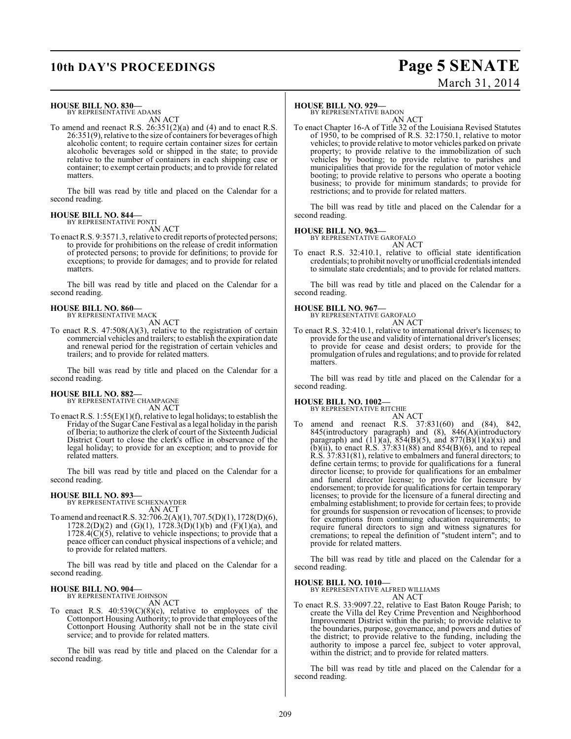**HOUSE BILL NO. 830—**
BY REPRESENTATIVE ADAMS

AN ACT

To amend and reenact R.S. 26:351(2)(a) and (4) and to enact R.S. 26:351(9), relative to the size of containers for beverages of high alcoholic content; to require certain container sizes for certain alcoholic beverages sold or shipped in the state; to provide relative to the number of containers in each shipping case or container; to exempt certain products; and to provide for related matters.

The bill was read by title and placed on the Calendar for a second reading.

**HOUSE BILL NO. 844—**
BY REPRESENTATIVE PONTI

AN ACT

To enact R.S. 9:3571.3, relative to credit reports of protected persons; to provide for prohibitions on the release of credit information of protected persons; to provide for definitions; to provide for exceptions; to provide for damages; and to provide for related matters.

The bill was read by title and placed on the Calendar for a second reading.

**HOUSE BILL NO. 860—**
BY REPRESENTATIVE MACK

AN ACT

To enact R.S. 47:508(A)(3), relative to the registration of certain commercial vehicles and trailers; to establish the expiration date and renewal period for the registration of certain vehicles and trailers; and to provide for related matters.

The bill was read by title and placed on the Calendar for a second reading.

**HOUSE BILL NO. 882—**
BY REPRESENTATIVE CHAMPAGNE

AN ACT

To enact R.S. 1:55(E)(1)(f), relative to legal holidays; to establish the Friday of the Sugar Cane Festival as a legal holiday in the parish of Iberia; to authorize the clerk of court of the Sixteenth Judicial District Court to close the clerk's office in observance of the legal holiday; to provide for an exception; and to provide for related matters.

The bill was read by title and placed on the Calendar for a second reading.

**HOUSE BILL NO. 893—**
BY REPRESENTATIVE SCHEXNAYDER

AN ACT

To amend and reenact R.S. 32:706.2(A)(1), 707.5(D)(1), 1728(D)(6), 1728.2(D)(2) and (G)(1), 1728.3(D)(1)(b) and (F)(1)(a), and 1728.4(C)(5), relative to vehicle inspections; to provide that a peace officer can conduct physical inspections of a vehicle; and to provide for related matters.

The bill was read by title and placed on the Calendar for a second reading.

**HOUSE BILL NO. 904—**
BY REPRESENTATIVE JOHNSON

AN ACT

To enact R.S. 40:539(C)(8)(c), relative to employees of the Cottonport Housing Authority; to provide that employees of the Cottonport Housing Authority shall not be in the state civil service; and to provide for related matters.

The bill was read by title and placed on the Calendar for a second reading.

**HOUSE BILL NO. 929—**
BY REPRESENTATIVE BADON

AN ACT

To enact Chapter 16-A of Title 32 of the Louisiana Revised Statutes of 1950, to be comprised of R.S. 32:1750.1, relative to motor vehicles; to provide relative to motor vehicles parked on private property; to provide relative to the immobilization of such vehicles by booting; to provide relative to parishes and municipalities that provide for the regulation of motor vehicle booting; to provide relative to persons who operate a booting business; to provide for minimum standards; to provide for restrictions; and to provide for related matters.

The bill was read by title and placed on the Calendar for a second reading.

**HOUSE BILL NO. 963—**
BY REPRESENTATIVE GAROFALO

AN ACT

To enact R.S. 32:410.1, relative to official state identification credentials; to prohibit novelty or unofficial credentials intended to simulate state credentials; and to provide for related matters.

The bill was read by title and placed on the Calendar for a second reading.

**HOUSE BILL NO. 967—**
BY REPRESENTATIVE GAROFALO

AN ACT

To enact R.S. 32:410.1, relative to international driver's licenses; to provide for the use and validity of international driver's licenses; to provide for cease and desist orders; to provide for the promulgation of rules and regulations; and to provide for related matters.

The bill was read by title and placed on the Calendar for a second reading.

**HOUSE BILL NO. 1002—**
BY REPRESENTATIVE RITCHIE

AN ACT

To amend and reenact R.S. 37:831(60) and (84), 842, 845(introductory paragraph) and (8), 846(A)(introductory paragraph) and (11)(a), 854(B)(5), and 877(B)(1)(a)(xi) and (b)(ii), to enact R.S. 37:831(88) and 854(B)(6), and to repeal R.S. 37:831(81), relative to embalmers and funeral directors; to define certain terms; to provide for qualifications for a funeral director license; to provide for qualifications for an embalmer and funeral director license; to provide for licensure by endorsement; to provide for qualifications for certain temporary licenses; to provide for the licensure of a funeral directing and embalming establishment; to provide for certain fees; to provide for grounds for suspension or revocation of licenses; to provide for exemptions from continuing education requirements; to require funeral directors to sign and witness signatures for cremations; to repeal the definition of "student intern"; and to provide for related matters.

The bill was read by title and placed on the Calendar for a second reading.

**HOUSE BILL NO. 1010—**
BY REPRESENTATIVE ALFRED WILLIAMS

AN ACT

To enact R.S. 33:9097.22, relative to East Baton Rouge Parish; to create the Villa del Rey Crime Prevention and Neighborhood Improvement District within the parish; to provide relative to the boundaries, purpose, governance, and powers and duties of the district; to provide relative to the funding, including the authority to impose a parcel fee, subject to voter approval, within the district; and to provide for related matters.

The bill was read by title and placed on the Calendar for a second reading.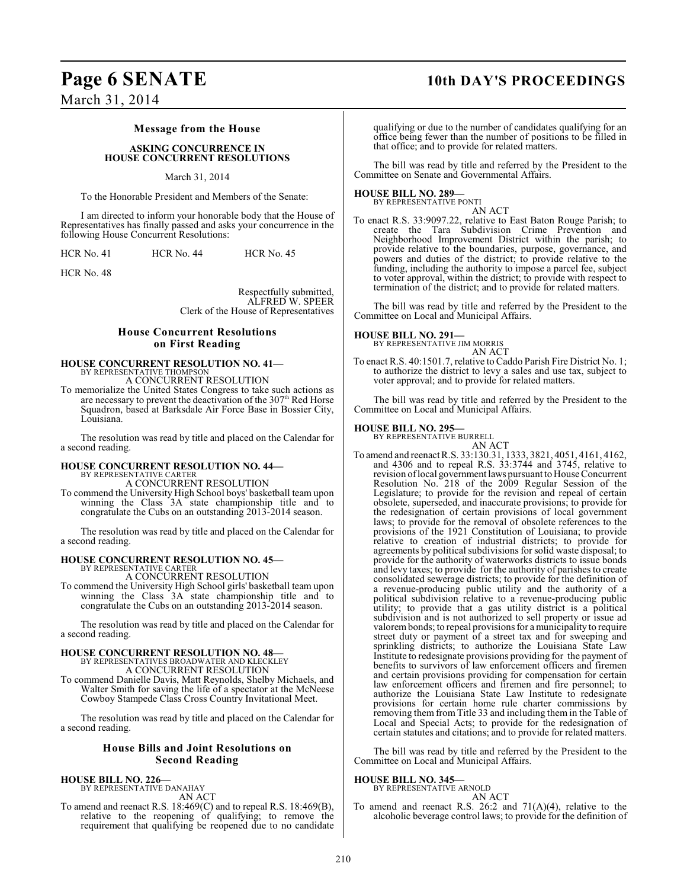### Message from the House

**ASKING CONCURRENCE IN HOUSE CONCURRENT RESOLUTIONS**

March 31, 2014

To the Honorable President and Members of the Senate:

I am directed to inform your honorable body that the House of Representatives has finally passed and asks your concurrence in the following House Concurrent Resolutions:

HCR No. 41 HCR No. 44 HCR No. 45

HCR No. 48

Respectfully submitted,
ALFRED W. SPEER
Clerk of the House of Representatives

### House Concurrent Resolutions on First Reading

**HOUSE CONCURRENT RESOLUTION NO. 41—**
BY REPRESENTATIVE THOMPSON
A CONCURRENT RESOLUTION

To memorialize the United States Congress to take such actions as are necessary to prevent the deactivation of the 307th Red Horse Squadron, based at Barksdale Air Force Base in Bossier City, Louisiana.

The resolution was read by title and placed on the Calendar for a second reading.

**HOUSE CONCURRENT RESOLUTION NO. 44—**
BY REPRESENTATIVE CARTER
A CONCURRENT RESOLUTION

To commend the University High School boys' basketball team upon winning the Class 3A state championship title and to congratulate the Cubs on an outstanding 2013-2014 season.

The resolution was read by title and placed on the Calendar for a second reading.

**HOUSE CONCURRENT RESOLUTION NO. 45—**
BY REPRESENTATIVE CARTER
A CONCURRENT RESOLUTION

To commend the University High School girls' basketball team upon winning the Class 3A state championship title and to congratulate the Cubs on an outstanding 2013-2014 season.

The resolution was read by title and placed on the Calendar for a second reading.

**HOUSE CONCURRENT RESOLUTION NO. 48—**
BY REPRESENTATIVES BROADWATER AND KLECKLEY
A CONCURRENT RESOLUTION

To commend Danielle Davis, Matt Reynolds, Shelby Michaels, and Walter Smith for saving the life of a spectator at the McNeese Cowboy Stampede Class Cross Country Invitational Meet.

The resolution was read by title and placed on the Calendar for a second reading.

### House Bills and Joint Resolutions on Second Reading

**HOUSE BILL NO. 226—**
BY REPRESENTATIVE DANAHAY
AN ACT

To amend and reenact R.S. 18:469(C) and to repeal R.S. 18:469(B), relative to the reopening of qualifying; to remove the requirement that qualifying be reopened due to no candidate qualifying or due to the number of candidates qualifying for an office being fewer than the number of positions to be filled in that office; and to provide for related matters.

The bill was read by title and referred by the President to the Committee on Senate and Governmental Affairs.

**HOUSE BILL NO. 289—**
BY REPRESENTATIVE PONTI
AN ACT

To enact R.S. 33:9097.22, relative to East Baton Rouge Parish; to create the Tara Subdivision Crime Prevention and Neighborhood Improvement District within the parish; to provide relative to the boundaries, purpose, governance, and powers and duties of the district; to provide relative to the funding, including the authority to impose a parcel fee, subject to voter approval, within the district; to provide with respect to termination of the district; and to provide for related matters.

The bill was read by title and referred by the President to the Committee on Local and Municipal Affairs.

**HOUSE BILL NO. 291—**
BY REPRESENTATIVE JIM MORRIS
AN ACT

To enact R.S. 40:1501.7, relative to Caddo Parish Fire District No. 1; to authorize the district to levy a sales and use tax, subject to voter approval; and to provide for related matters.

The bill was read by title and referred by the President to the Committee on Local and Municipal Affairs.

**HOUSE BILL NO. 295—**
BY REPRESENTATIVE BURRELL
AN ACT

To amend and reenact R.S. 33:130.31, 1333, 3821, 4051, 4161, 4162, and 4306 and to repeal R.S. 33:3744 and 3745, relative to revision of local government laws pursuant to House Concurrent Resolution No. 218 of the 2009 Regular Session of the Legislature; to provide for the revision and repeal of certain obsolete, superseded, and inaccurate provisions; to provide for the redesignation of certain provisions of local government laws; to provide for the removal of obsolete references to the provisions of the 1921 Constitution of Louisiana; to provide relative to creation of industrial districts; to provide for agreements by political subdivisions for solid waste disposal; to provide for the authority of waterworks districts to issue bonds and levy taxes; to provide for the authority of parishes to create consolidated sewerage districts; to provide for the definition of a revenue-producing public utility and the authority of a political subdivision relative to a revenue-producing public utility; to provide that a gas utility district is a political subdivision and is not authorized to sell property or issue ad valorem bonds; to repeal provisions for a municipality to require street duty or payment of a street tax and for sweeping and sprinkling districts; to authorize the Louisiana State Law Institute to redesignate provisions providing for the payment of benefits to survivors of law enforcement officers and firemen and certain provisions providing for compensation for certain law enforcement officers and firemen and fire personnel; to authorize the Louisiana State Law Institute to redesignate provisions for certain home rule charter commissions by removing them from Title 33 and including them in the Table of Local and Special Acts; to provide for the redesignation of certain statutes and citations; and to provide for related matters.

The bill was read by title and referred by the President to the Committee on Local and Municipal Affairs.

**HOUSE BILL NO. 345—**
BY REPRESENTATIVE ARNOLD
AN ACT

To amend and reenact R.S. 26:2 and 71(A)(4), relative to the alcoholic beverage control laws; to provide for the definition of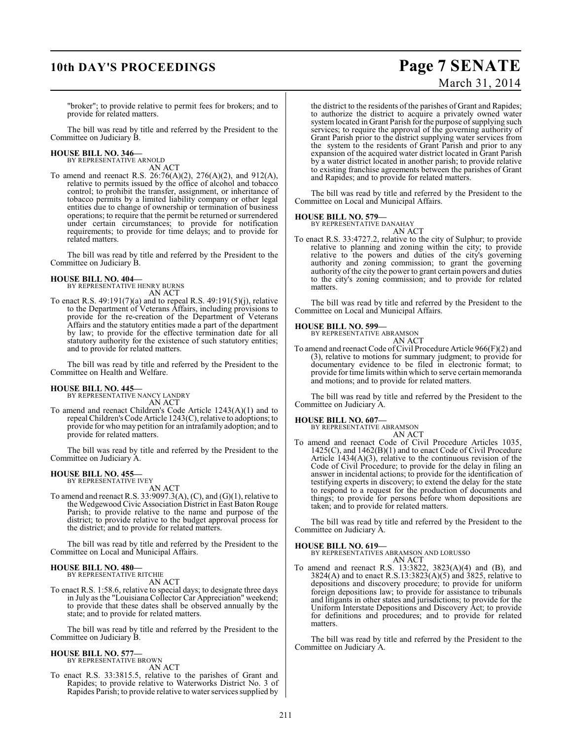"broker"; to provide relative to permit fees for brokers; and to provide for related matters.

The bill was read by title and referred by the President to the Committee on Judiciary B.

**HOUSE BILL NO. 346—**
BY REPRESENTATIVE ARNOLD
AN ACT

To amend and reenact R.S. 26:76(A)(2), 276(A)(2), and 912(A), relative to permits issued by the office of alcohol and tobacco control; to prohibit the transfer, assignment, or inheritance of tobacco permits by a limited liability company or other legal entities due to change of ownership or termination of business operations; to require that the permit be returned or surrendered under certain circumstances; to provide for notification requirements; to provide for time delays; and to provide for related matters.

The bill was read by title and referred by the President to the Committee on Judiciary B.

**HOUSE BILL NO. 404—**
BY REPRESENTATIVE HENRY BURNS
AN ACT

To enact R.S. 49:191(7)(a) and to repeal R.S. 49:191(5)(j), relative to the Department of Veterans Affairs, including provisions to provide for the re-creation of the Department of Veterans Affairs and the statutory entities made a part of the department by law; to provide for the effective termination date for all statutory authority for the existence of such statutory entities; and to provide for related matters.

The bill was read by title and referred by the President to the Committee on Health and Welfare.

**HOUSE BILL NO. 445—**
BY REPRESENTATIVE NANCY LANDRY
AN ACT

To amend and reenact Children's Code Article 1243(A)(1) and to repeal Children's Code Article 1243(C), relative to adoptions; to provide for who may petition for an intrafamily adoption; and to provide for related matters.

The bill was read by title and referred by the President to the Committee on Judiciary A.

**HOUSE BILL NO. 455—**
BY REPRESENTATIVE IVEY
AN ACT

To amend and reenact R.S. 33:9097.3(A), (C), and (G)(1), relative to the Wedgewood Civic Association District in East Baton Rouge Parish; to provide relative to the name and purpose of the district; to provide relative to the budget approval process for the district; and to provide for related matters.

The bill was read by title and referred by the President to the Committee on Local and Municipal Affairs.

**HOUSE BILL NO. 480—**
BY REPRESENTATIVE RITCHIE
AN ACT

To enact R.S. 1:58.6, relative to special days; to designate three days in July as the "Louisiana Collector Car Appreciation" weekend; to provide that these dates shall be observed annually by the state; and to provide for related matters.

The bill was read by title and referred by the President to the Committee on Judiciary B.

**HOUSE BILL NO. 577—**
BY REPRESENTATIVE BROWN
AN ACT

To enact R.S. 33:3815.5, relative to the parishes of Grant and Rapides; to provide relative to Waterworks District No. 3 of Rapides Parish; to provide relative to water services supplied by the district to the residents of the parishes of Grant and Rapides; to authorize the district to acquire a privately owned water system located in Grant Parish for the purpose of supplying such services; to require the approval of the governing authority of Grant Parish prior to the district supplying water services from the system to the residents of Grant Parish and prior to any expansion of the acquired water district located in Grant Parish by a water district located in another parish; to provide relative to existing franchise agreements between the parishes of Grant and Rapides; and to provide for related matters.

The bill was read by title and referred by the President to the Committee on Local and Municipal Affairs.

**HOUSE BILL NO. 579—**
BY REPRESENTATIVE DANAHAY
AN ACT

To enact R.S. 33:4727.2, relative to the city of Sulphur; to provide relative to planning and zoning within the city; to provide relative to the powers and duties of the city's governing authority and zoning commission; to grant the governing authority of the city the power to grant certain powers and duties to the city's zoning commission; and to provide for related matters.

The bill was read by title and referred by the President to the Committee on Local and Municipal Affairs.

**HOUSE BILL NO. 599—**
BY REPRESENTATIVE ABRAMSON
AN ACT

To amend and reenact Code of Civil Procedure Article 966(F)(2) and (3), relative to motions for summary judgment; to provide for documentary evidence to be filed in electronic format; to provide for time limits within which to serve certain memoranda and motions; and to provide for related matters.

The bill was read by title and referred by the President to the Committee on Judiciary A.

**HOUSE BILL NO. 607—**
BY REPRESENTATIVE ABRAMSON
AN ACT

To amend and reenact Code of Civil Procedure Articles 1035, 1425(C), and 1462(B)(1) and to enact Code of Civil Procedure Article 1434(A)(3), relative to the continuous revision of the Code of Civil Procedure; to provide for the delay in filing an answer in incidental actions; to provide for the identification of testifying experts in discovery; to extend the delay for the state to respond to a request for the production of documents and things; to provide for persons before whom depositions are taken; and to provide for related matters.

The bill was read by title and referred by the President to the Committee on Judiciary A.

**HOUSE BILL NO. 619—**
BY REPRESENTATIVES ABRAMSON AND LORUSSO
AN ACT

To amend and reenact R.S. 13:3822, 3823(A)(4) and (B), and 3824(A) and to enact R.S.13:3823(A)(5) and 3825, relative to depositions and discovery procedure; to provide for uniform foreign depositions law; to provide for assistance to tribunals and litigants in other states and jurisdictions; to provide for the Uniform Interstate Depositions and Discovery Act; to provide for definitions and procedures; and to provide for related matters.

The bill was read by title and referred by the President to the Committee on Judiciary A.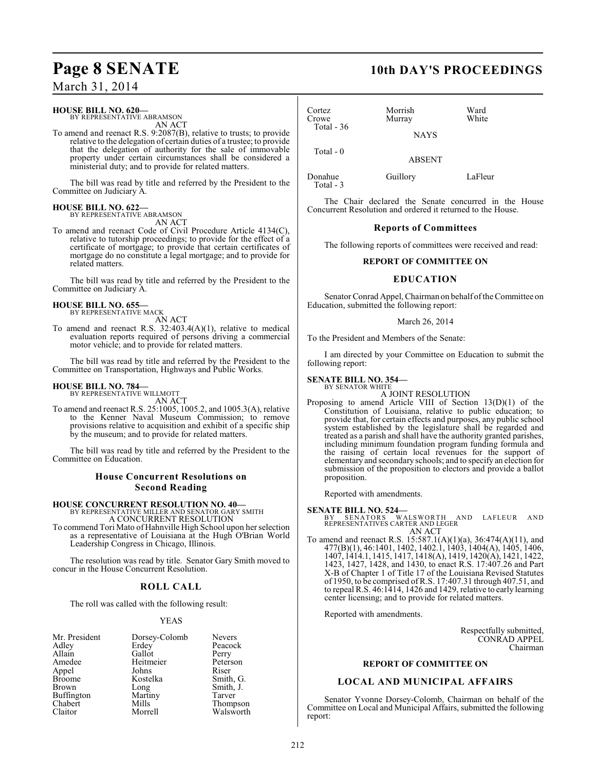**HOUSE BILL NO. 620—**
BY REPRESENTATIVE ABRAMSON
AN ACT

To amend and reenact R.S. 9:2087(B), relative to trusts; to provide relative to the delegation of certain duties of a trustee; to provide that the delegation of authority for the sale of immovable property under certain circumstances shall be considered a ministerial duty; and to provide for related matters.

The bill was read by title and referred by the President to the Committee on Judiciary A.

**HOUSE BILL NO. 622—**
BY REPRESENTATIVE ABRAMSON
AN ACT

To amend and reenact Code of Civil Procedure Article 4134(C), relative to tutorship proceedings; to provide for the effect of a certificate of mortgage; to provide that certain certificates of mortgage do no constitute a legal mortgage; and to provide for related matters.

The bill was read by title and referred by the President to the Committee on Judiciary A.

**HOUSE BILL NO. 655—**
BY REPRESENTATIVE MACK
AN ACT

To amend and reenact R.S. 32:403.4(A)(1), relative to medical evaluation reports required of persons driving a commercial motor vehicle; and to provide for related matters.

The bill was read by title and referred by the President to the Committee on Transportation, Highways and Public Works.

**HOUSE BILL NO. 784—**
BY REPRESENTATIVE WILLMOTT
AN ACT

To amend and reenact R.S. 25:1005, 1005.2, and 1005.3(A), relative to the Kenner Naval Museum Commission; to remove provisions relative to acquisition and exhibit of a specific ship by the museum; and to provide for related matters.

The bill was read by title and referred by the President to the Committee on Education.

## House Concurrent Resolutions on Second Reading

**HOUSE CONCURRENT RESOLUTION NO. 40—**
BY REPRESENTATIVE MILLER AND SENATOR GARY SMITH
A CONCURRENT RESOLUTION

To commend Tori Mato of Hahnville High School upon her selection as a representative of Louisiana at the Hugh O'Brian World Leadership Congress in Chicago, Illinois.

The resolution was read by title. Senator Gary Smith moved to concur in the House Concurrent Resolution.

## ROLL CALL

The roll was called with the following result:

YEAS

| | | |
|---|---|---|
| Mr. President | Dorsey-Colomb | Nevers |
| Adley | Erdey | Peacock |
| Allain | Gallot | Perry |
| Amedee | Heitmeier | Peterson |
| Appel | Johns | Riser |
| Broome | Kostelka | Smith, G. |
| Brown | Long | Smith, J. |
| Buffington | Martiny | Tarver |
| Chabert | Mills | Thompson |
| Claitor | Morrell | Walsworth |
| Cortez | Morrish | Ward |
| Crowe | Murray | White |

Total - 36

NAYS

Total - 0

ABSENT

| | | |
|---|---|---|
| Donahue | Guillory | LaFleur |

Total - 3

The Chair declared the Senate concurred in the House Concurrent Resolution and ordered it returned to the House.

## Reports of Committees

The following reports of committees were received and read:

### REPORT OF COMMITTEE ON

### EDUCATION

Senator Conrad Appel, Chairman on behalf of the Committee on Education, submitted the following report:

March 26, 2014

To the President and Members of the Senate:

I am directed by your Committee on Education to submit the following report:

**SENATE BILL NO. 354—**
BY SENATOR WHITE
A JOINT RESOLUTION

Proposing to amend Article VIII of Section 13(D)(1) of the Constitution of Louisiana, relative to public education; to provide that, for certain effects and purposes, any public school system established by the legislature shall be regarded and treated as a parish and shall have the authority granted parishes, including minimum foundation program funding formula and the raising of certain local revenues for the support of elementary and secondary schools; and to specify an election for submission of the proposition to electors and provide a ballot proposition.

Reported with amendments.

**SENATE BILL NO. 524—**
BY SENATORS WALSWORTH AND LAFLEUR AND REPRESENTATIVES CARTER AND LEGER
AN ACT

To amend and reenact R.S. 15:587.1(A)(1)(a), 36:474(A)(11), and 477(B)(1), 46:1401, 1402, 1402.1, 1403, 1404(A), 1405, 1406, 1407, 1414.1, 1415, 1417, 1418(A), 1419, 1420(A), 1421, 1422, 1423, 1427, 1428, and 1430, to enact R.S. 17:407.26 and Part X-B of Chapter 1 of Title 17 of the Louisiana Revised Statutes of 1950, to be comprised of R.S. 17:407.31 through 407.51, and to repeal R.S. 46:1414, 1426 and 1429, relative to early learning center licensing; and to provide for related matters.

Reported with amendments.

Respectfully submitted,
CONRAD APPEL
Chairman

### REPORT OF COMMITTEE ON

### LOCAL AND MUNICIPAL AFFAIRS

Senator Yvonne Dorsey-Colomb, Chairman on behalf of the Committee on Local and Municipal Affairs, submitted the following report: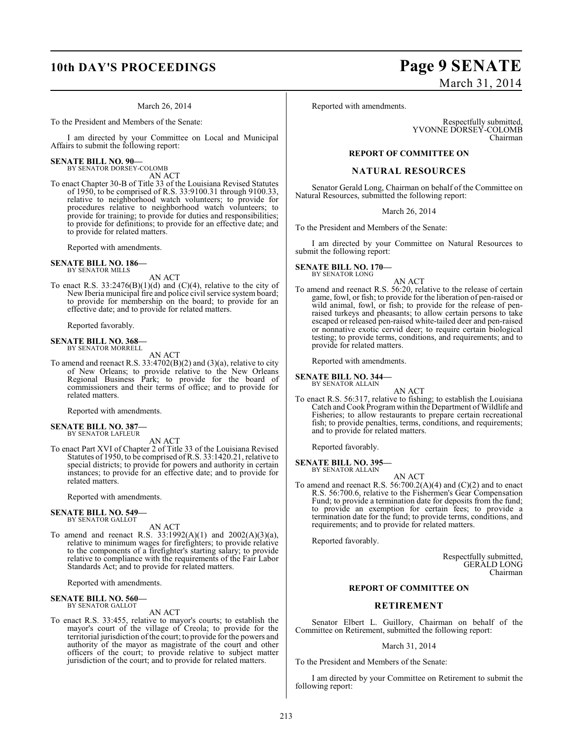March 26, 2014

To the President and Members of the Senate:

I am directed by your Committee on Local and Municipal Affairs to submit the following report:

**SENATE BILL NO. 90—**
BY SENATOR DORSEY-COLOMB

AN ACT

To enact Chapter 30-B of Title 33 of the Louisiana Revised Statutes of 1950, to be comprised of R.S. 33:9100.31 through 9100.33, relative to neighborhood watch volunteers; to provide for procedures relative to neighborhood watch volunteers; to provide for training; to provide for duties and responsibilities; to provide for definitions; to provide for an effective date; and to provide for related matters.

Reported with amendments.

**SENATE BILL NO. 186—**
BY SENATOR MILLS

AN ACT

To enact R.S. 33:2476(B)(1)(d) and (C)(4), relative to the city of New Iberia municipal fire and police civil service system board; to provide for membership on the board; to provide for an effective date; and to provide for related matters.

Reported favorably.

**SENATE BILL NO. 368—**
BY SENATOR MORRELL

AN ACT

To amend and reenact R.S. 33:4702(B)(2) and (3)(a), relative to city of New Orleans; to provide relative to the New Orleans Regional Business Park; to provide for the board of commissioners and their terms of office; and to provide for related matters.

Reported with amendments.

**SENATE BILL NO. 387—**
BY SENATOR LAFLEUR

AN ACT

To enact Part XVI of Chapter 2 of Title 33 of the Louisiana Revised Statutes of 1950, to be comprised of R.S. 33:1420.21, relative to special districts; to provide for powers and authority in certain instances; to provide for an effective date; and to provide for related matters.

Reported with amendments.

**SENATE BILL NO. 549—**
BY SENATOR GALLOT

AN ACT

To amend and reenact R.S. 33:1992(A)(1) and 2002(A)(3)(a), relative to minimum wages for firefighters; to provide relative to the components of a firefighter's starting salary; to provide relative to compliance with the requirements of the Fair Labor Standards Act; and to provide for related matters.

Reported with amendments.

**SENATE BILL NO. 560—**
BY SENATOR GALLOT

AN ACT

To enact R.S. 33:455, relative to mayor's courts; to establish the mayor's court of the village of Creola; to provide for the territorial jurisdiction of the court; to provide for the powers and authority of the mayor as magistrate of the court and other officers of the court; to provide relative to subject matter jurisdiction of the court; and to provide for related matters.

Reported with amendments.

Respectfully submitted,
YVONNE DORSEY-COLOMB
Chairman

## REPORT OF COMMITTEE ON

## NATURAL RESOURCES

Senator Gerald Long, Chairman on behalf of the Committee on Natural Resources, submitted the following report:

March 26, 2014

To the President and Members of the Senate:

I am directed by your Committee on Natural Resources to submit the following report:

**SENATE BILL NO. 170—**
BY SENATOR LONG

AN ACT

To amend and reenact R.S. 56:20, relative to the release of certain game, fowl, or fish; to provide for the liberation of pen-raised or wild animal, fowl, or fish; to provide for the release of pen-raised turkeys and pheasants; to allow certain persons to take escaped or released pen-raised white-tailed deer and pen-raised or nonnative exotic cervid deer; to require certain biological testing; to provide terms, conditions, and requirements; and to provide for related matters.

Reported with amendments.

**SENATE BILL NO. 344—**
BY SENATOR ALLAIN

AN ACT

To enact R.S. 56:317, relative to fishing; to establish the Louisiana Catch and Cook Program within the Department of Wildlife and Fisheries; to allow restaurants to prepare certain recreational fish; to provide penalties, terms, conditions, and requirements; and to provide for related matters.

Reported favorably.

**SENATE BILL NO. 395—**
BY SENATOR ALLAIN

AN ACT

To amend and reenact R.S. 56:700.2(A)(4) and (C)(2) and to enact R.S. 56:700.6, relative to the Fishermen's Gear Compensation Fund; to provide a termination date for deposits from the fund; to provide an exemption for certain fees; to provide a termination date for the fund; to provide terms, conditions, and requirements; and to provide for related matters.

Reported favorably.

Respectfully submitted,
GERALD LONG
Chairman

## REPORT OF COMMITTEE ON

## RETIREMENT

Senator Elbert L. Guillory, Chairman on behalf of the Committee on Retirement, submitted the following report:

March 31, 2014

To the President and Members of the Senate:

I am directed by your Committee on Retirement to submit the following report: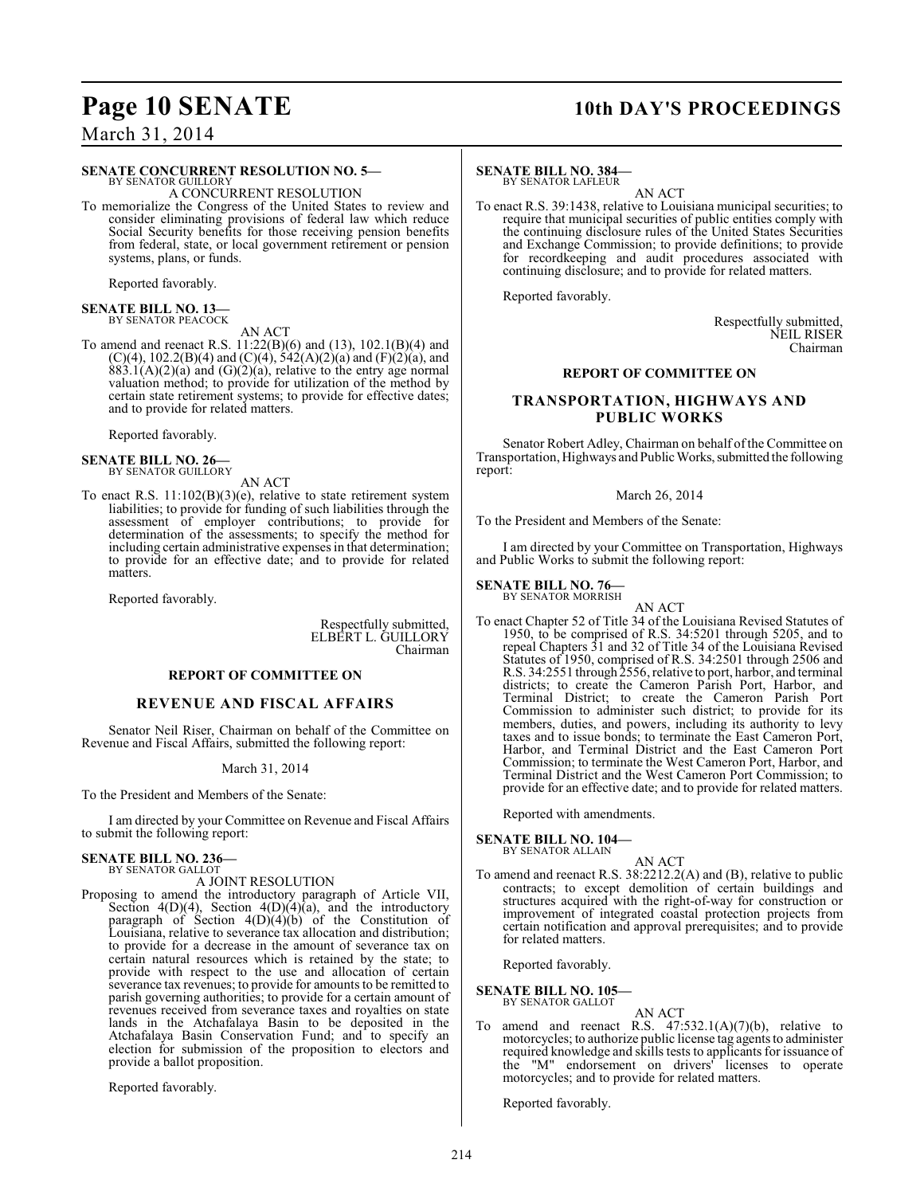**SENATE CONCURRENT RESOLUTION NO. 5—**
BY SENATOR GUILLORY

A CONCURRENT RESOLUTION

To memorialize the Congress of the United States to review and consider eliminating provisions of federal law which reduce Social Security benefits for those receiving pension benefits from federal, state, or local government retirement or pension systems, plans, or funds.

Reported favorably.

**SENATE BILL NO. 13—**
BY SENATOR PEACOCK

AN ACT

To amend and reenact R.S. 11:22(B)(6) and (13), 102.1(B)(4) and (C)(4), 102.2(B)(4) and (C)(4), 542(A)(2)(a) and (F)(2)(a), and 883.1(A)(2)(a) and (G)(2)(a), relative to the entry age normal valuation method; to provide for utilization of the method by certain state retirement systems; to provide for effective dates; and to provide for related matters.

Reported favorably.

**SENATE BILL NO. 26—**
BY SENATOR GUILLORY

AN ACT

To enact R.S. 11:102(B)(3)(e), relative to state retirement system liabilities; to provide for funding of such liabilities through the assessment of employer contributions; to provide for determination of the assessments; to specify the method for including certain administrative expenses in that determination; to provide for an effective date; and to provide for related matters.

Reported favorably.

Respectfully submitted,
ELBERT L. GUILLORY
Chairman

**REPORT OF COMMITTEE ON**

## REVENUE AND FISCAL AFFAIRS

Senator Neil Riser, Chairman on behalf of the Committee on Revenue and Fiscal Affairs, submitted the following report:

March 31, 2014

To the President and Members of the Senate:

I am directed by your Committee on Revenue and Fiscal Affairs to submit the following report:

**SENATE BILL NO. 236—**
BY SENATOR GALLOT

A JOINT RESOLUTION

Proposing to amend the introductory paragraph of Article VII, Section 4(D)(4), Section 4(D)(4)(a), and the introductory paragraph of Section 4(D)(4)(b) of the Constitution of Louisiana, relative to severance tax allocation and distribution; to provide for a decrease in the amount of severance tax on certain natural resources which is retained by the state; to provide with respect to the use and allocation of certain severance tax revenues; to provide for amounts to be remitted to parish governing authorities; to provide for a certain amount of revenues received from severance taxes and royalties on state lands in the Atchafalaya Basin to be deposited in the Atchafalaya Basin Conservation Fund; and to specify an election for submission of the proposition to electors and provide a ballot proposition.

Reported favorably.

**SENATE BILL NO. 384—**
BY SENATOR LAFLEUR

AN ACT

To enact R.S. 39:1438, relative to Louisiana municipal securities; to require that municipal securities of public entities comply with the continuing disclosure rules of the United States Securities and Exchange Commission; to provide definitions; to provide for recordkeeping and audit procedures associated with continuing disclosure; and to provide for related matters.

Reported favorably.

Respectfully submitted,
NEIL RISER
Chairman

**REPORT OF COMMITTEE ON**

## TRANSPORTATION, HIGHWAYS AND PUBLIC WORKS

Senator Robert Adley, Chairman on behalf of the Committee on Transportation, Highways and Public Works, submitted the following report:

March 26, 2014

To the President and Members of the Senate:

I am directed by your Committee on Transportation, Highways and Public Works to submit the following report:

**SENATE BILL NO. 76—**
BY SENATOR MORRISH

AN ACT

To enact Chapter 52 of Title 34 of the Louisiana Revised Statutes of 1950, to be comprised of R.S. 34:5201 through 5205, and to repeal Chapters 31 and 32 of Title 34 of the Louisiana Revised Statutes of 1950, comprised of R.S. 34:2501 through 2506 and R.S. 34:2551 through 2556, relative to port, harbor, and terminal districts; to create the Cameron Parish Port, Harbor, and Terminal District; to create the Cameron Parish Port Commission to administer such district; to provide for its members, duties, and powers, including its authority to levy taxes and to issue bonds; to terminate the East Cameron Port, Harbor, and Terminal District and the East Cameron Port Commission; to terminate the West Cameron Port, Harbor, and Terminal District and the West Cameron Port Commission; to provide for an effective date; and to provide for related matters.

Reported with amendments.

**SENATE BILL NO. 104—**
BY SENATOR ALLAIN

AN ACT

To amend and reenact R.S. 38:2212.2(A) and (B), relative to public contracts; to except demolition of certain buildings and structures acquired with the right-of-way for construction or improvement of integrated coastal protection projects from certain notification and approval prerequisites; and to provide for related matters.

Reported favorably.

**SENATE BILL NO. 105—**
BY SENATOR GALLOT

AN ACT

To amend and reenact R.S. 47:532.1(A)(7)(b), relative to motorcycles; to authorize public license tag agents to administer required knowledge and skills tests to applicants for issuance of the "M" endorsement on drivers' licenses to operate motorcycles; and to provide for related matters.

Reported favorably.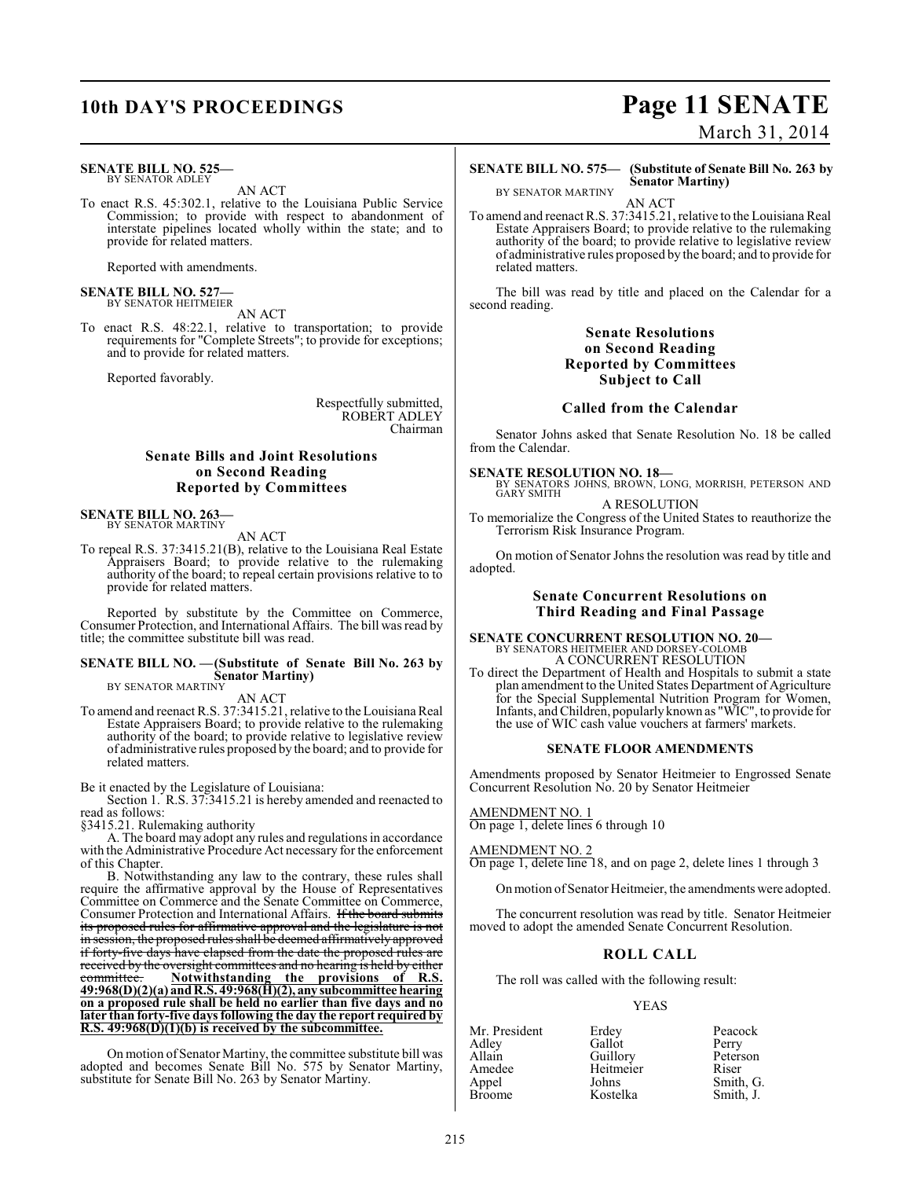**SENATE BILL NO. 525—**
BY SENATOR ADLEY

AN ACT

To enact R.S. 45:302.1, relative to the Louisiana Public Service Commission; to provide with respect to abandonment of interstate pipelines located wholly within the state; and to provide for related matters.

Reported with amendments.

**SENATE BILL NO. 527—**
BY SENATOR HEITMEIER

AN ACT

To enact R.S. 48:22.1, relative to transportation; to provide requirements for "Complete Streets"; to provide for exceptions; and to provide for related matters.

Reported favorably.

Respectfully submitted,
ROBERT ADLEY
Chairman

### Senate Bills and Joint Resolutions on Second Reading Reported by Committees

**SENATE BILL NO. 263—**
BY SENATOR MARTINY

AN ACT

To repeal R.S. 37:3415.21(B), relative to the Louisiana Real Estate Appraisers Board; to provide relative to the rulemaking authority of the board; to repeal certain provisions relative to to provide for related matters.

Reported by substitute by the Committee on Commerce, Consumer Protection, and International Affairs. The bill was read by title; the committee substitute bill was read.

**SENATE BILL NO. —(Substitute of Senate Bill No. 263 by Senator Martiny)**
BY SENATOR MARTINY

AN ACT

To amend and reenact R.S. 37:3415.21, relative to the Louisiana Real Estate Appraisers Board; to provide relative to the rulemaking authority of the board; to provide relative to legislative review of administrative rules proposed by the board; and to provide for related matters.

Be it enacted by the Legislature of Louisiana:

Section 1. R.S. 37:3415.21 is hereby amended and reenacted to read as follows:

§3415.21. Rulemaking authority

A. The board may adopt any rules and regulations in accordance with the Administrative Procedure Act necessary for the enforcement of this Chapter.

B. Notwithstanding any law to the contrary, these rules shall require the affirmative approval by the House of Representatives Committee on Commerce and the Senate Committee on Commerce, Consumer Protection and International Affairs. ~~If the board submits its proposed rules for affirmative approval and the legislature is not in session, the proposed rules shall be deemed affirmatively approved if forty-five days have elapsed from the date the proposed rules are received by the oversight committees and no hearing is held by either committee.~~ **Notwithstanding the provisions of R.S. 49:968(D)(2)(a) and R.S. 49:968(H)(2), any subcommittee hearing on a proposed rule shall be held no earlier than five days and no later than forty-five days following the day the report required by R.S. 49:968(D)(1)(b) is received by the subcommittee.**

On motion of Senator Martiny, the committee substitute bill was adopted and becomes Senate Bill No. 575 by Senator Martiny, substitute for Senate Bill No. 263 by Senator Martiny.

**SENATE BILL NO. 575— (Substitute of Senate Bill No. 263 by Senator Martiny)**
BY SENATOR MARTINY

AN ACT

To amend and reenact R.S. 37:3415.21, relative to the Louisiana Real Estate Appraisers Board; to provide relative to the rulemaking authority of the board; to provide relative to legislative review of administrative rules proposed by the board; and to provide for related matters.

The bill was read by title and placed on the Calendar for a second reading.

### Senate Resolutions on Second Reading Reported by Committees Subject to Call

### Called from the Calendar

Senator Johns asked that Senate Resolution No. 18 be called from the Calendar.

**SENATE RESOLUTION NO. 18—**
BY SENATORS JOHNS, BROWN, LONG, MORRISH, PETERSON AND GARY SMITH

A RESOLUTION

To memorialize the Congress of the United States to reauthorize the Terrorism Risk Insurance Program.

On motion of Senator Johns the resolution was read by title and adopted.

### Senate Concurrent Resolutions on Third Reading and Final Passage

**SENATE CONCURRENT RESOLUTION NO. 20—**
BY SENATORS HEITMEIER AND DORSEY-COLOMB

A CONCURRENT RESOLUTION

To direct the Department of Health and Hospitals to submit a state plan amendment to the United States Department of Agriculture for the Special Supplemental Nutrition Program for Women, Infants, and Children, popularly known as "WIC", to provide for the use of WIC cash value vouchers at farmers' markets.

#### SENATE FLOOR AMENDMENTS

Amendments proposed by Senator Heitmeier to Engrossed Senate Concurrent Resolution No. 20 by Senator Heitmeier

AMENDMENT NO. 1
On page 1, delete lines 6 through 10

AMENDMENT NO. 2
On page 1, delete line 18, and on page 2, delete lines 1 through 3

On motion of Senator Heitmeier, the amendments were adopted.

The concurrent resolution was read by title. Senator Heitmeier moved to adopt the amended Senate Concurrent Resolution.

### ROLL CALL

The roll was called with the following result:

YEAS

| | | |
|---|---|---|
| Mr. President | Erdey | Peacock |
| Adley | Gallot | Perry |
| Allain | Guillory | Peterson |
| Amedee | Heitmeier | Riser |
| Appel | Johns | Smith, G. |
| Broome | Kostelka | Smith, J. |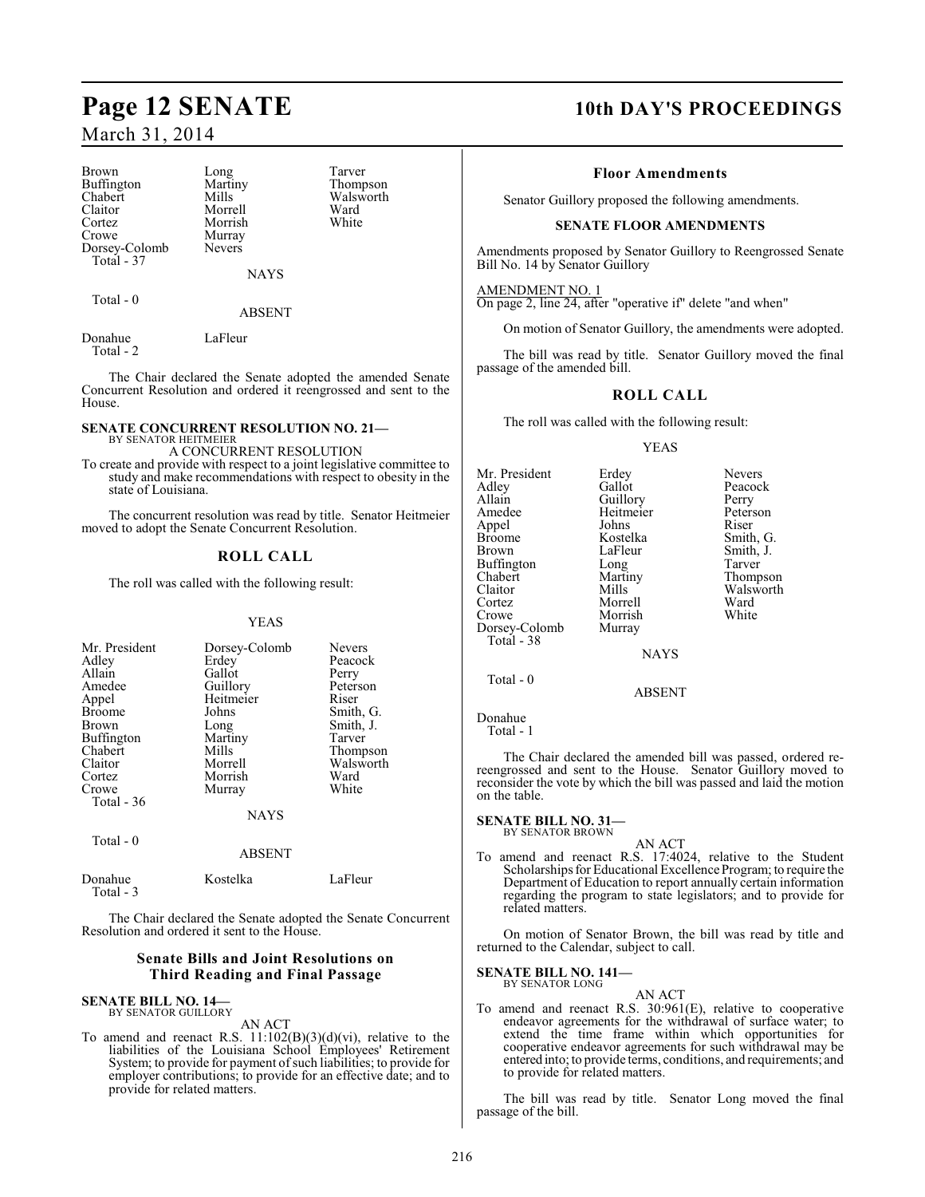| | | |
|---|---|---|
| Brown | Long | Tarver |
| Buffington | Martiny | Thompson |
| Chabert | Mills | Walsworth |
| Claitor | Morrell | Ward |
| Cortez | Morrish | White |
| Crowe | Murray | |
| Dorsey-Colomb | Nevers | |
| Total - 37 | | |

NAYS

Total - 0

ABSENT

| | |
|---|---|
| Donahue | LaFleur |
| Total - 2 | |

The Chair declared the Senate adopted the amended Senate Concurrent Resolution and ordered it reengrossed and sent to the House.

**SENATE CONCURRENT RESOLUTION NO. 21—**
BY SENATOR HEITMEIER

A CONCURRENT RESOLUTION

To create and provide with respect to a joint legislative committee to study and make recommendations with respect to obesity in the state of Louisiana.

The concurrent resolution was read by title. Senator Heitmeier moved to adopt the Senate Concurrent Resolution.

## ROLL CALL

The roll was called with the following result:

YEAS

| | | |
|---|---|---|
| Mr. President | Dorsey-Colomb | Nevers |
| Adley | Erdey | Peacock |
| Allain | Gallot | Perry |
| Amedee | Guillory | Peterson |
| Appel | Heitmeier | Riser |
| Broome | Johns | Smith, G. |
| Brown | Long | Smith, J. |
| Buffington | Martiny | Tarver |
| Chabert | Mills | Thompson |
| Claitor | Morrell | Walsworth |
| Cortez | Morrish | Ward |
| Crowe | Murray | White |
| Total - 36 | | |

NAYS

Total - 0

ABSENT

| | | |
|---|---|---|
| Donahue | Kostelka | LaFleur |
| Total - 3 | | |

The Chair declared the Senate adopted the Senate Concurrent Resolution and ordered it sent to the House.

## Senate Bills and Joint Resolutions on Third Reading and Final Passage

**SENATE BILL NO. 14—**
BY SENATOR GUILLORY

AN ACT

To amend and reenact R.S. 11:102(B)(3)(d)(vi), relative to the liabilities of the Louisiana School Employees' Retirement System; to provide for payment of such liabilities; to provide for employer contributions; to provide for an effective date; and to provide for related matters.

### Floor Amendments

Senator Guillory proposed the following amendments.

**SENATE FLOOR AMENDMENTS**

Amendments proposed by Senator Guillory to Reengrossed Senate Bill No. 14 by Senator Guillory

AMENDMENT NO. 1
On page 2, line 24, after "operative if" delete "and when"

On motion of Senator Guillory, the amendments were adopted.

The bill was read by title. Senator Guillory moved the final passage of the amended bill.

## ROLL CALL

The roll was called with the following result:

YEAS

| | | |
|---|---|---|
| Mr. President | Erdey | Nevers |
| Adley | Gallot | Peacock |
| Allain | Guillory | Perry |
| Amedee | Heitmeier | Peterson |
| Appel | Johns | Riser |
| Broome | Kostelka | Smith, G. |
| Brown | LaFleur | Smith, J. |
| Buffington | Long | Tarver |
| Chabert | Martiny | Thompson |
| Claitor | Mills | Walsworth |
| Cortez | Morrell | Ward |
| Crowe | Morrish | White |
| Dorsey-Colomb | Murray | |
| Total - 38 | | |

NAYS

Total - 0

ABSENT

Donahue
Total - 1

The Chair declared the amended bill was passed, ordered re-reengrossed and sent to the House. Senator Guillory moved to reconsider the vote by which the bill was passed and laid the motion on the table.

**SENATE BILL NO. 31—**
BY SENATOR BROWN

AN ACT

To amend and reenact R.S. 17:4024, relative to the Student Scholarships for Educational Excellence Program; to require the Department of Education to report annually certain information regarding the program to state legislators; and to provide for related matters.

On motion of Senator Brown, the bill was read by title and returned to the Calendar, subject to call.

**SENATE BILL NO. 141—**
BY SENATOR LONG

AN ACT

To amend and reenact R.S. 30:961(E), relative to cooperative endeavor agreements for the withdrawal of surface water; to extend the time frame within which opportunities for cooperative endeavor agreements for such withdrawal may be entered into; to provide terms, conditions, and requirements; and to provide for related matters.

The bill was read by title. Senator Long moved the final passage of the bill.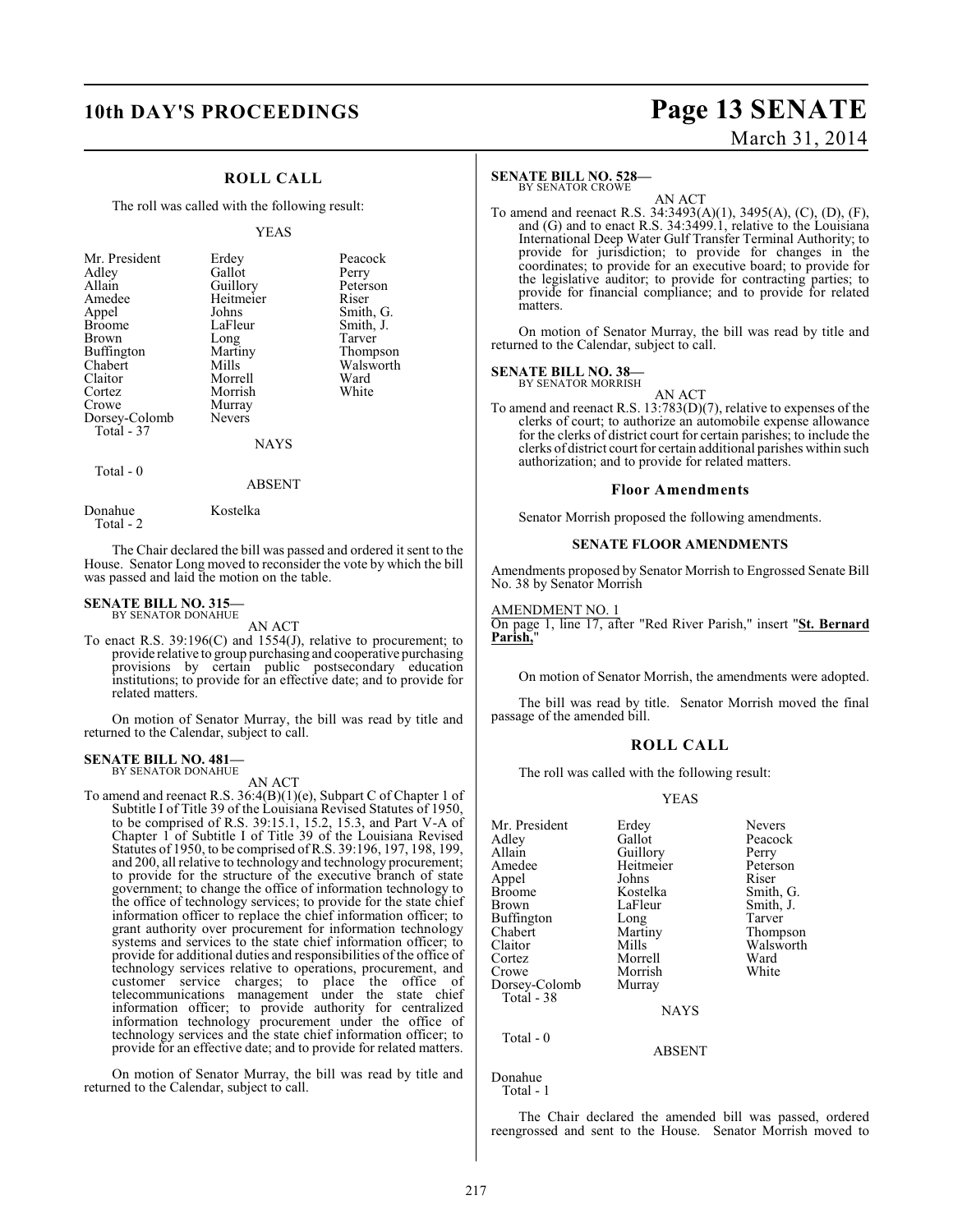## ROLL CALL

The roll was called with the following result:

YEAS

| | | |
|---|---|---|
| Mr. President | Erdey | Peacock |
| Adley | Gallot | Perry |
| Allain | Guillory | Peterson |
| Amedee | Heitmeier | Riser |
| Appel | Johns | Smith, G. |
| Broome | LaFleur | Smith, J. |
| Brown | Long | Tarver |
| Buffington | Martiny | Thompson |
| Chabert | Mills | Walsworth |
| Claitor | Morrell | Ward |
| Cortez | Morrish | White |
| Crowe | Murray | |
| Dorsey-Colomb | Nevers | |

Total - 37

NAYS

Total - 0

ABSENT

| | |
|---|---|
| Donahue | Kostelka |

Total - 2

The Chair declared the bill was passed and ordered it sent to the House. Senator Long moved to reconsider the vote by which the bill was passed and laid the motion on the table.

**SENATE BILL NO. 315—**
BY SENATOR DONAHUE

AN ACT

To enact R.S. 39:196(C) and 1554(J), relative to procurement; to provide relative to group purchasing and cooperative purchasing provisions by certain public postsecondary education institutions; to provide for an effective date; and to provide for related matters.

On motion of Senator Murray, the bill was read by title and returned to the Calendar, subject to call.

**SENATE BILL NO. 481—**
BY SENATOR DONAHUE

AN ACT

To amend and reenact R.S. 36:4(B)(1)(e), Subpart C of Chapter 1 of Subtitle I of Title 39 of the Louisiana Revised Statutes of 1950, to be comprised of R.S. 39:15.1, 15.2, 15.3, and Part V-A of Chapter 1 of Subtitle I of Title 39 of the Louisiana Revised Statutes of 1950, to be comprised of R.S. 39:196, 197, 198, 199, and 200, all relative to technology and technology procurement; to provide for the structure of the executive branch of state government; to change the office of information technology to the office of technology services; to provide for the state chief information officer to replace the chief information officer; to grant authority over procurement for information technology systems and services to the state chief information officer; to provide for additional duties and responsibilities of the office of technology services relative to operations, procurement, and customer service charges; to place the office of telecommunications management under the state chief information officer; to provide authority for centralized information technology procurement under the office of technology services and the state chief information officer; to provide for an effective date; and to provide for related matters.

On motion of Senator Murray, the bill was read by title and returned to the Calendar, subject to call.

**SENATE BILL NO. 528—**
BY SENATOR CROWE

AN ACT

To amend and reenact R.S. 34:3493(A)(1), 3495(A), (C), (D), (F), and (G) and to enact R.S. 34:3499.1, relative to the Louisiana International Deep Water Gulf Transfer Terminal Authority; to provide for jurisdiction; to provide for changes in the coordinates; to provide for an executive board; to provide for the legislative auditor; to provide for contracting parties; to provide for financial compliance; and to provide for related matters.

On motion of Senator Murray, the bill was read by title and returned to the Calendar, subject to call.

**SENATE BILL NO. 38—**
BY SENATOR MORRISH

AN ACT

To amend and reenact R.S. 13:783(D)(7), relative to expenses of the clerks of court; to authorize an automobile expense allowance for the clerks of district court for certain parishes; to include the clerks of district court for certain additional parishes within such authorization; and to provide for related matters.

### Floor Amendments

Senator Morrish proposed the following amendments.

#### SENATE FLOOR AMENDMENTS

Amendments proposed by Senator Morrish to Engrossed Senate Bill No. 38 by Senator Morrish

AMENDMENT NO. 1
On page 1, line 17, after "Red River Parish," insert "**St. Bernard Parish,**"

On motion of Senator Morrish, the amendments were adopted.

The bill was read by title. Senator Morrish moved the final passage of the amended bill.

## ROLL CALL

The roll was called with the following result:

YEAS

| | | |
|---|---|---|
| Mr. President | Erdey | Nevers |
| Adley | Gallot | Peacock |
| Allain | Guillory | Perry |
| Amedee | Heitmeier | Peterson |
| Appel | Johns | Riser |
| Broome | Kostelka | Smith, G. |
| Brown | LaFleur | Smith, J. |
| Buffington | Long | Tarver |
| Chabert | Martiny | Thompson |
| Claitor | Mills | Walsworth |
| Cortez | Morrell | Ward |
| Crowe | Morrish | White |
| Dorsey-Colomb | Murray | |

Total - 38

NAYS

Total - 0

ABSENT

Donahue

Total - 1

The Chair declared the amended bill was passed, ordered reengrossed and sent to the House. Senator Morrish moved to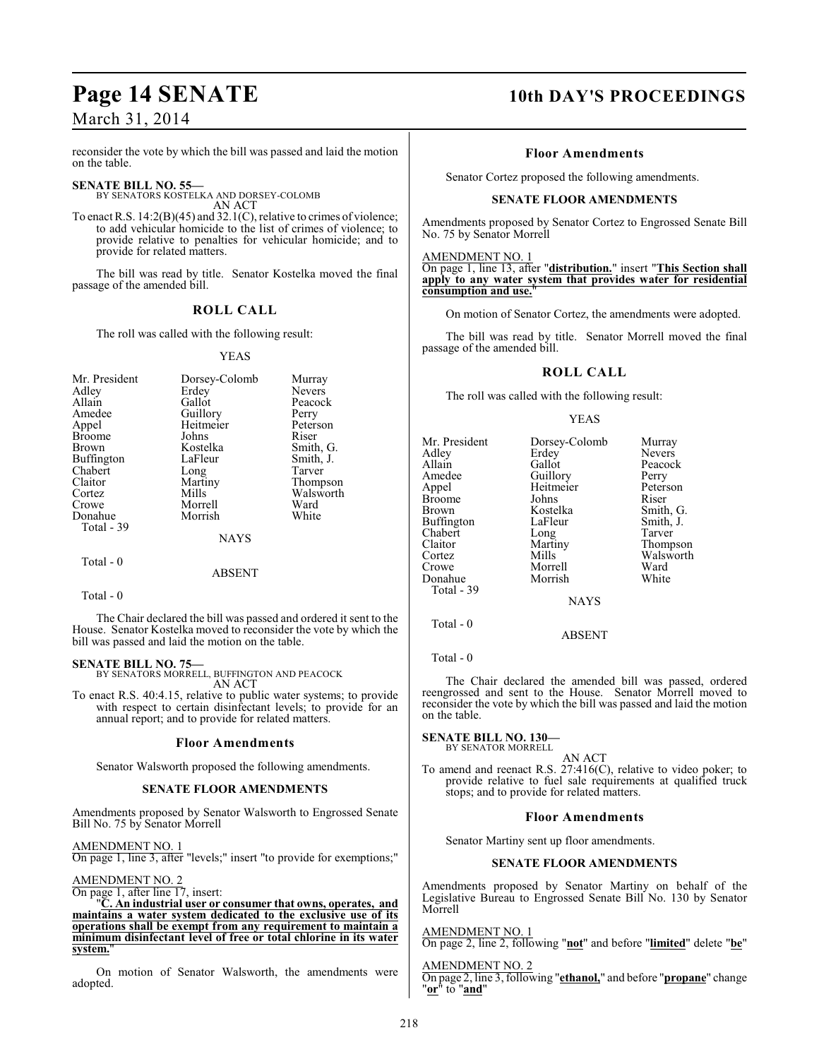reconsider the vote by which the bill was passed and laid the motion on the table.

**SENATE BILL NO. 55—**
BY SENATORS KOSTELKA AND DORSEY-COLOMB
AN ACT

To enact R.S. 14:2(B)(45) and 32.1(C), relative to crimes of violence; to add vehicular homicide to the list of crimes of violence; to provide relative to penalties for vehicular homicide; and to provide for related matters.

The bill was read by title. Senator Kostelka moved the final passage of the amended bill.

## ROLL CALL

The roll was called with the following result:

YEAS

| | | |
|---|---|---|
| Mr. President | Dorsey-Colomb | Murray |
| Adley | Erdey | Nevers |
| Allain | Gallot | Peacock |
| Amedee | Guillory | Perry |
| Appel | Heitmeier | Peterson |
| Broome | Johns | Riser |
| Brown | Kostelka | Smith, G. |
| Buffington | LaFleur | Smith, J. |
| Chabert | Long | Tarver |
| Claitor | Martiny | Thompson |
| Cortez | Mills | Walsworth |
| Crowe | Morrell | Ward |
| Donahue | Morrish | White |

Total - 39

NAYS

Total - 0

ABSENT

Total - 0

The Chair declared the bill was passed and ordered it sent to the House. Senator Kostelka moved to reconsider the vote by which the bill was passed and laid the motion on the table.

**SENATE BILL NO. 75—**
BY SENATORS MORRELL, BUFFINGTON AND PEACOCK
AN ACT

To enact R.S. 40:4.15, relative to public water systems; to provide with respect to certain disinfectant levels; to provide for an annual report; and to provide for related matters.

### Floor Amendments

Senator Walsworth proposed the following amendments.

### SENATE FLOOR AMENDMENTS

Amendments proposed by Senator Walsworth to Engrossed Senate Bill No. 75 by Senator Morrell

AMENDMENT NO. 1
On page 1, line 3, after "levels;" insert "to provide for exemptions;"

AMENDMENT NO. 2
On page 1, after line 17, insert:

"**C. An industrial user or consumer that owns, operates, and maintains a water system dedicated to the exclusive use of its operations shall be exempt from any requirement to maintain a minimum disinfectant level of free or total chlorine in its water system.**"

On motion of Senator Walsworth, the amendments were adopted.

### Floor Amendments

Senator Cortez proposed the following amendments.

### SENATE FLOOR AMENDMENTS

Amendments proposed by Senator Cortez to Engrossed Senate Bill No. 75 by Senator Morrell

AMENDMENT NO. 1
On page 1, line 13, after "**distribution.**" insert "**This Section shall apply to any water system that provides water for residential consumption and use.**"

On motion of Senator Cortez, the amendments were adopted.

The bill was read by title. Senator Morrell moved the final passage of the amended bill.

## ROLL CALL

The roll was called with the following result:

YEAS

| | | |
|---|---|---|
| Mr. President | Dorsey-Colomb | Murray |
| Adley | Erdey | Nevers |
| Allain | Gallot | Peacock |
| Amedee | Guillory | Perry |
| Appel | Heitmeier | Peterson |
| Broome | Johns | Riser |
| Brown | Kostelka | Smith, G. |
| Buffington | LaFleur | Smith, J. |
| Chabert | Long | Tarver |
| Claitor | Martiny | Thompson |
| Cortez | Mills | Walsworth |
| Crowe | Morrell | Ward |
| Donahue | Morrish | White |

Total - 39

NAYS

Total - 0

ABSENT

Total - 0

The Chair declared the amended bill was passed, ordered reengrossed and sent to the House. Senator Morrell moved to reconsider the vote by which the bill was passed and laid the motion on the table.

**SENATE BILL NO. 130—**
BY SENATOR MORRELL
AN ACT

To amend and reenact R.S. 27:416(C), relative to video poker; to provide relative to fuel sale requirements at qualified truck stops; and to provide for related matters.

### Floor Amendments

Senator Martiny sent up floor amendments.

### SENATE FLOOR AMENDMENTS

Amendments proposed by Senator Martiny on behalf of the Legislative Bureau to Engrossed Senate Bill No. 130 by Senator Morrell

AMENDMENT NO. 1
On page 2, line 2, following "**not**" and before "**limited**" delete "**be**"

AMENDMENT NO. 2
On page 2, line 3, following "**ethanol,**" and before "**propane**" change "**or**" to "**and**"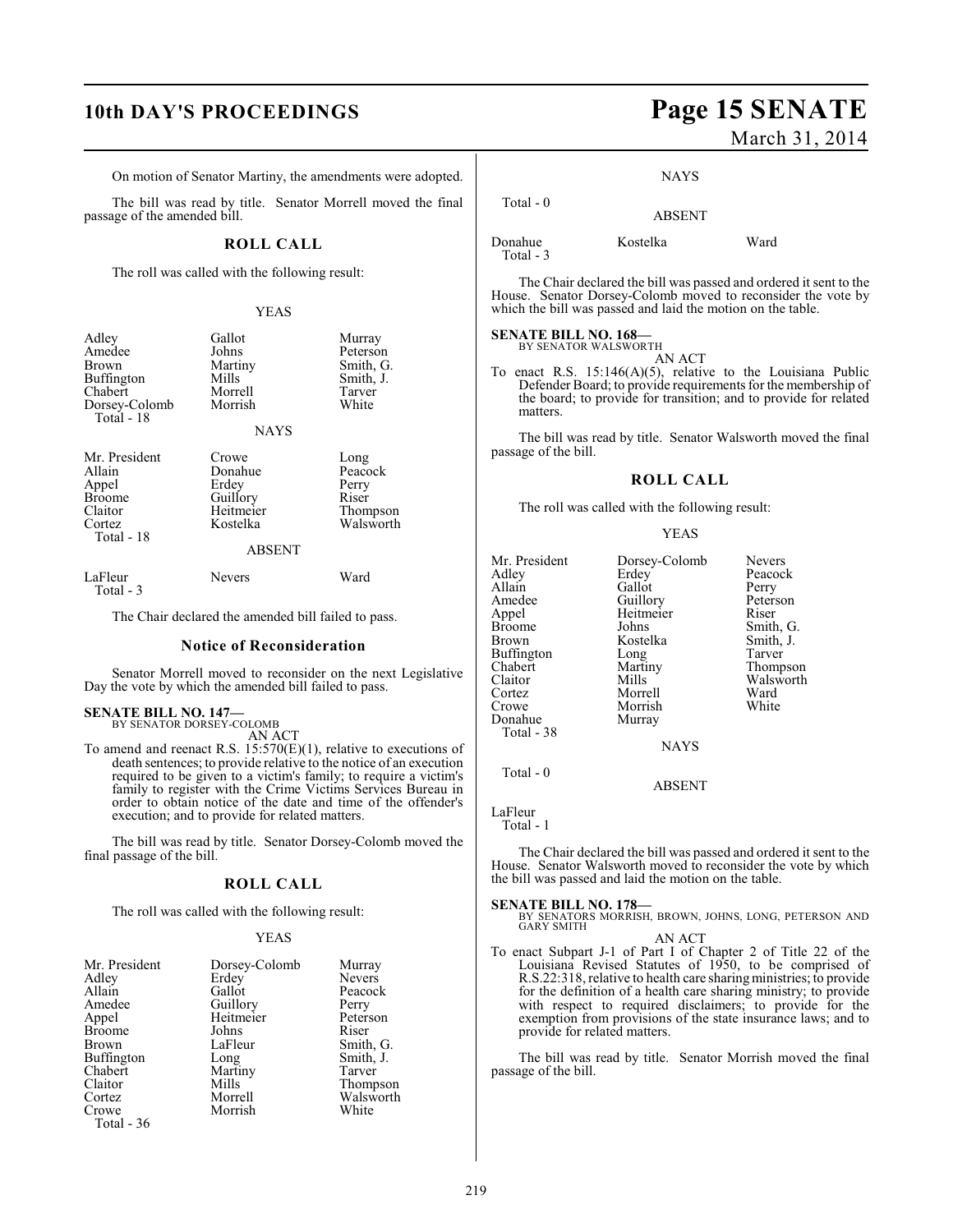On motion of Senator Martiny, the amendments were adopted.

The bill was read by title. Senator Morrell moved the final passage of the amended bill.

## ROLL CALL

The roll was called with the following result:

YEAS

| | | |
|---|---|---|
| Adley | Gallot | Murray |
| Amedee | Johns | Peterson |
| Brown | Martiny | Smith, G. |
| Buffington | Mills | Smith, J. |
| Chabert | Morrell | Tarver |
| Dorsey-Colomb | Morrish | White |

Total - 18

NAYS

| | | |
|---|---|---|
| Mr. President | Crowe | Long |
| Allain | Donahue | Peacock |
| Appel | Erdey | Perry |
| Broome | Guillory | Riser |
| Claitor | Heitmeier | Thompson |
| Cortez | Kostelka | Walsworth |

Total - 18

ABSENT

| | | |
|---|---|---|
| LaFleur | Nevers | Ward |

Total - 3

The Chair declared the amended bill failed to pass.

### Notice of Reconsideration

Senator Morrell moved to reconsider on the next Legislative Day the vote by which the amended bill failed to pass.

**SENATE BILL NO. 147—**
BY SENATOR DORSEY-COLOMB

AN ACT

To amend and reenact R.S. 15:570(E)(1), relative to executions of death sentences; to provide relative to the notice of an execution required to be given to a victim's family; to require a victim's family to register with the Crime Victims Services Bureau in order to obtain notice of the date and time of the offender's execution; and to provide for related matters.

The bill was read by title. Senator Dorsey-Colomb moved the final passage of the bill.

## ROLL CALL

The roll was called with the following result:

YEAS

| | | |
|---|---|---|
| Mr. President | Dorsey-Colomb | Murray |
| Adley | Erdey | Nevers |
| Allain | Gallot | Peacock |
| Amedee | Guillory | Perry |
| Appel | Heitmeier | Peterson |
| Broome | Johns | Riser |
| Brown | LaFleur | Smith, G. |
| Buffington | Long | Smith, J. |
| Chabert | Martiny | Tarver |
| Claitor | Mills | Thompson |
| Cortez | Morrell | Walsworth |
| Crowe | Morrish | White |

Total - 36

NAYS

Total - 0

ABSENT

| | | |
|---|---|---|
| Donahue | Kostelka | Ward |

Total - 3

The Chair declared the bill was passed and ordered it sent to the House. Senator Dorsey-Colomb moved to reconsider the vote by which the bill was passed and laid the motion on the table.

**SENATE BILL NO. 168—**
BY SENATOR WALSWORTH

AN ACT

To enact R.S. 15:146(A)(5), relative to the Louisiana Public Defender Board; to provide requirements for the membership of the board; to provide for transition; and to provide for related matters.

The bill was read by title. Senator Walsworth moved the final passage of the bill.

## ROLL CALL

The roll was called with the following result:

YEAS

| | | |
|---|---|---|
| Mr. President | Dorsey-Colomb | Nevers |
| Adley | Erdey | Peacock |
| Allain | Gallot | Perry |
| Amedee | Guillory | Peterson |
| Appel | Heitmeier | Riser |
| Broome | Johns | Smith, G. |
| Brown | Kostelka | Smith, J. |
| Buffington | Long | Tarver |
| Chabert | Martiny | Thompson |
| Claitor | Mills | Walsworth |
| Cortez | Morrell | Ward |
| Crowe | Morrish | White |
| Donahue | Murray | |

Total - 38

NAYS

Total - 0

ABSENT

LaFleur

Total - 1

The Chair declared the bill was passed and ordered it sent to the House. Senator Walsworth moved to reconsider the vote by which the bill was passed and laid the motion on the table.

**SENATE BILL NO. 178—**
BY SENATORS MORRISH, BROWN, JOHNS, LONG, PETERSON AND GARY SMITH

AN ACT

To enact Subpart J-1 of Part I of Chapter 2 of Title 22 of the Louisiana Revised Statutes of 1950, to be comprised of R.S.22:318, relative to health care sharing ministries; to provide for the definition of a health care sharing ministry; to provide with respect to required disclaimers; to provide for the exemption from provisions of the state insurance laws; and to provide for related matters.

The bill was read by title. Senator Morrish moved the final passage of the bill.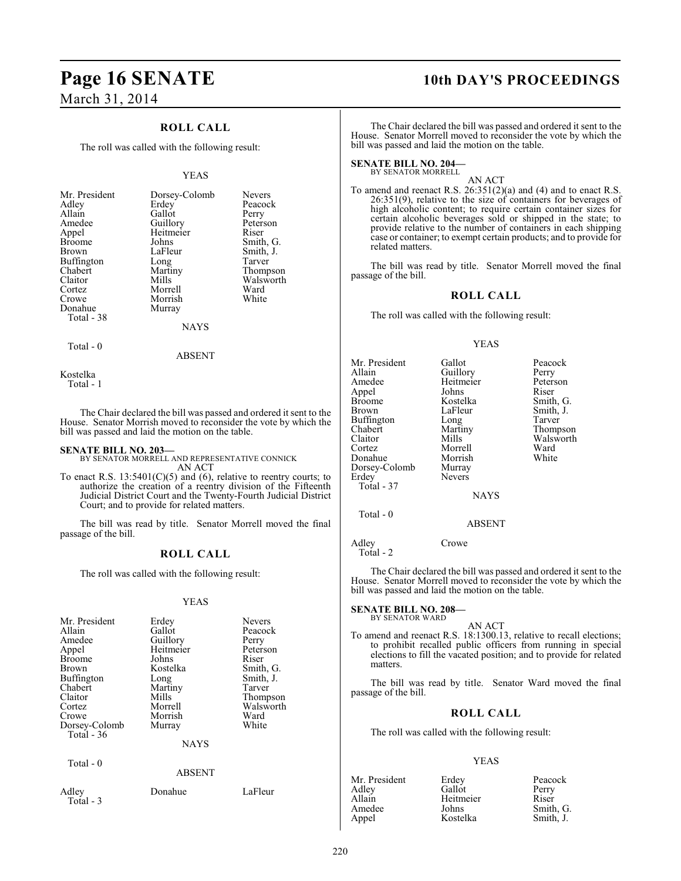## ROLL CALL

The roll was called with the following result:

YEAS

| | | |
|---|---|---|
| Mr. President | Dorsey-Colomb | Nevers |
| Adley | Erdey | Peacock |
| Allain | Gallot | Perry |
| Amedee | Guillory | Peterson |
| Appel | Heitmeier | Riser |
| Broome | Johns | Smith, G. |
| Brown | LaFleur | Smith, J. |
| Buffington | Long | Tarver |
| Chabert | Martiny | Thompson |
| Claitor | Mills | Walsworth |
| Cortez | Morrell | Ward |
| Crowe | Morrish | White |
| Donahue | Murray | |

Total - 38

NAYS

Total - 0

ABSENT

Kostelka

Total - 1

The Chair declared the bill was passed and ordered it sent to the House. Senator Morrish moved to reconsider the vote by which the bill was passed and laid the motion on the table.

**SENATE BILL NO. 203—**
BY SENATOR MORRELL AND REPRESENTATIVE CONNICK

AN ACT

To enact R.S. 13:5401(C)(5) and (6), relative to reentry courts; to authorize the creation of a reentry division of the Fifteenth Judicial District Court and the Twenty-Fourth Judicial District Court; and to provide for related matters.

The bill was read by title. Senator Morrell moved the final passage of the bill.

## ROLL CALL

The roll was called with the following result:

YEAS

| | | |
|---|---|---|
| Mr. President | Erdey | Nevers |
| Allain | Gallot | Peacock |
| Amedee | Guillory | Perry |
| Appel | Heitmeier | Peterson |
| Broome | Johns | Riser |
| Brown | Kostelka | Smith, G. |
| Buffington | Long | Smith, J. |
| Chabert | Martiny | Tarver |
| Claitor | Mills | Thompson |
| Cortez | Morrell | Walsworth |
| Crowe | Morrish | Ward |
| Dorsey-Colomb | Murray | White |

Total - 36

NAYS

Total - 0

ABSENT

| | | |
|---|---|---|
| Adley | Donahue | LaFleur |

Total - 3

The Chair declared the bill was passed and ordered it sent to the House. Senator Morrell moved to reconsider the vote by which the bill was passed and laid the motion on the table.

**SENATE BILL NO. 204—**
BY SENATOR MORRELL

AN ACT

To amend and reenact R.S. 26:351(2)(a) and (4) and to enact R.S. 26:351(9), relative to the size of containers for beverages of high alcoholic content; to require certain container sizes for certain alcoholic beverages sold or shipped in the state; to provide relative to the number of containers in each shipping case or container; to exempt certain products; and to provide for related matters.

The bill was read by title. Senator Morrell moved the final passage of the bill.

## ROLL CALL

The roll was called with the following result:

YEAS

| | | |
|---|---|---|
| Mr. President | Gallot | Peacock |
| Allain | Guillory | Perry |
| Amedee | Heitmeier | Peterson |
| Appel | Johns | Riser |
| Broome | Kostelka | Smith, G. |
| Brown | LaFleur | Smith, J. |
| Buffington | Long | Tarver |
| Chabert | Martiny | Thompson |
| Claitor | Mills | Walsworth |
| Cortez | Morrell | Ward |
| Donahue | Morrish | White |
| Dorsey-Colomb | Murray | |
| Erdey | Nevers | |

Total - 37

NAYS

Total - 0

ABSENT

| | |
|---|---|
| Adley | Crowe |

Total - 2

The Chair declared the bill was passed and ordered it sent to the House. Senator Morrell moved to reconsider the vote by which the bill was passed and laid the motion on the table.

**SENATE BILL NO. 208—**
BY SENATOR WARD

AN ACT

To amend and reenact R.S. 18:1300.13, relative to recall elections; to prohibit recalled public officers from running in special elections to fill the vacated position; and to provide for related matters.

The bill was read by title. Senator Ward moved the final passage of the bill.

## ROLL CALL

The roll was called with the following result:

YEAS

| | | |
|---|---|---|
| Mr. President | Erdey | Peacock |
| Adley | Gallot | Perry |
| Allain | Heitmeier | Riser |
| Amedee | Johns | Smith, G. |
| Appel | Kostelka | Smith, J. |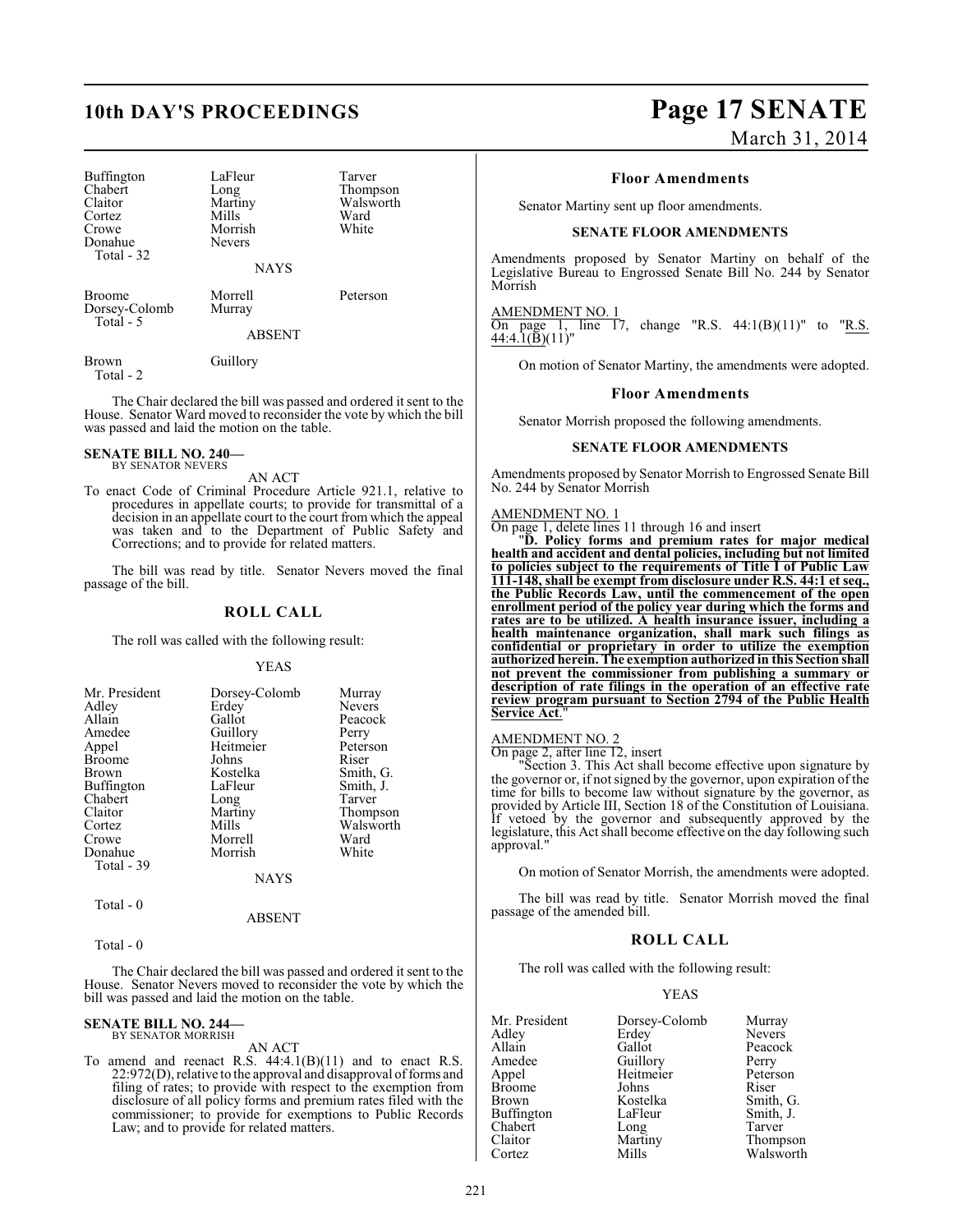| | | |
|---|---|---|
| Buffington | LaFleur | Tarver |
| Chabert | Long | Thompson |
| Claitor | Martiny | Walsworth |
| Cortez | Mills | Ward |
| Crowe | Morrish | White |
| Donahue | Nevers | |
| Total - 32 | | |

NAYS

| | | |
|---|---|---|
| Broome | Morrell | Peterson |
| Dorsey-Colomb | Murray | |
| Total - 5 | | |

ABSENT

| | |
|---|---|
| Brown | Guillory |
| Total - 2 | |

The Chair declared the bill was passed and ordered it sent to the House. Senator Ward moved to reconsider the vote by which the bill was passed and laid the motion on the table.

**SENATE BILL NO. 240—**
BY SENATOR NEVERS

AN ACT

To enact Code of Criminal Procedure Article 921.1, relative to procedures in appellate courts; to provide for transmittal of a decision in an appellate court to the court from which the appeal was taken and to the Department of Public Safety and Corrections; and to provide for related matters.

The bill was read by title. Senator Nevers moved the final passage of the bill.

## ROLL CALL

The roll was called with the following result:

YEAS

| | | |
|---|---|---|
| Mr. President | Dorsey-Colomb | Murray |
| Adley | Erdey | Nevers |
| Allain | Gallot | Peacock |
| Amedee | Guillory | Perry |
| Appel | Heitmeier | Peterson |
| Broome | Johns | Riser |
| Brown | Kostelka | Smith, G. |
| Buffington | LaFleur | Smith, J. |
| Chabert | Long | Tarver |
| Claitor | Martiny | Thompson |
| Cortez | Mills | Walsworth |
| Crowe | Morrell | Ward |
| Donahue | Morrish | White |
| Total - 39 | | |

NAYS

Total - 0

ABSENT

Total - 0

The Chair declared the bill was passed and ordered it sent to the House. Senator Nevers moved to reconsider the vote by which the bill was passed and laid the motion on the table.

**SENATE BILL NO. 244—**
BY SENATOR MORRISH

AN ACT

To amend and reenact R.S. 44:4.1(B)(11) and to enact R.S. 22:972(D), relative to the approval and disapproval of forms and filing of rates; to provide with respect to the exemption from disclosure of all policy forms and premium rates filed with the commissioner; to provide for exemptions to Public Records Law; and to provide for related matters.

### Floor Amendments

Senator Martiny sent up floor amendments.

**SENATE FLOOR AMENDMENTS**

Amendments proposed by Senator Martiny on behalf of the Legislative Bureau to Engrossed Senate Bill No. 244 by Senator Morrish

AMENDMENT NO. 1
On page 1, line 17, change "R.S. 44:1(B)(11)" to "R.S. 44:4.1(B)(11)"

On motion of Senator Martiny, the amendments were adopted.

### Floor Amendments

Senator Morrish proposed the following amendments.

**SENATE FLOOR AMENDMENTS**

Amendments proposed by Senator Morrish to Engrossed Senate Bill No. 244 by Senator Morrish

AMENDMENT NO. 1
On page 1, delete lines 11 through 16 and insert

"**D. Policy forms and premium rates for major medical health and accident and dental policies, including but not limited to policies subject to the requirements of Title I of Public Law 111-148, shall be exempt from disclosure under R.S. 44:1 et seq., the Public Records Law, until the commencement of the open enrollment period of the policy year during which the forms and rates are to be utilized. A health insurance issuer, including a health maintenance organization, shall mark such filings as confidential or proprietary in order to utilize the exemption authorized herein. The exemption authorized in this Section shall not prevent the commissioner from publishing a summary or description of rate filings in the operation of an effective rate review program pursuant to Section 2794 of the Public Health Service Act**."

AMENDMENT NO. 2
On page 2, after line 12, insert

"Section 3. This Act shall become effective upon signature by the governor or, if not signed by the governor, upon expiration of the time for bills to become law without signature by the governor, as provided by Article III, Section 18 of the Constitution of Louisiana. If vetoed by the governor and subsequently approved by the legislature, this Act shall become effective on the day following such approval."

On motion of Senator Morrish, the amendments were adopted.

The bill was read by title. Senator Morrish moved the final passage of the amended bill.

## ROLL CALL

The roll was called with the following result:

YEAS

| | | |
|---|---|---|
| Mr. President | Dorsey-Colomb | Murray |
| Adley | Erdey | Nevers |
| Allain | Gallot | Peacock |
| Amedee | Guillory | Perry |
| Appel | Heitmeier | Peterson |
| Broome | Johns | Riser |
| Brown | Kostelka | Smith, G. |
| Buffington | LaFleur | Smith, J. |
| Chabert | Long | Tarver |
| Claitor | Martiny | Thompson |
| Cortez | Mills | Walsworth |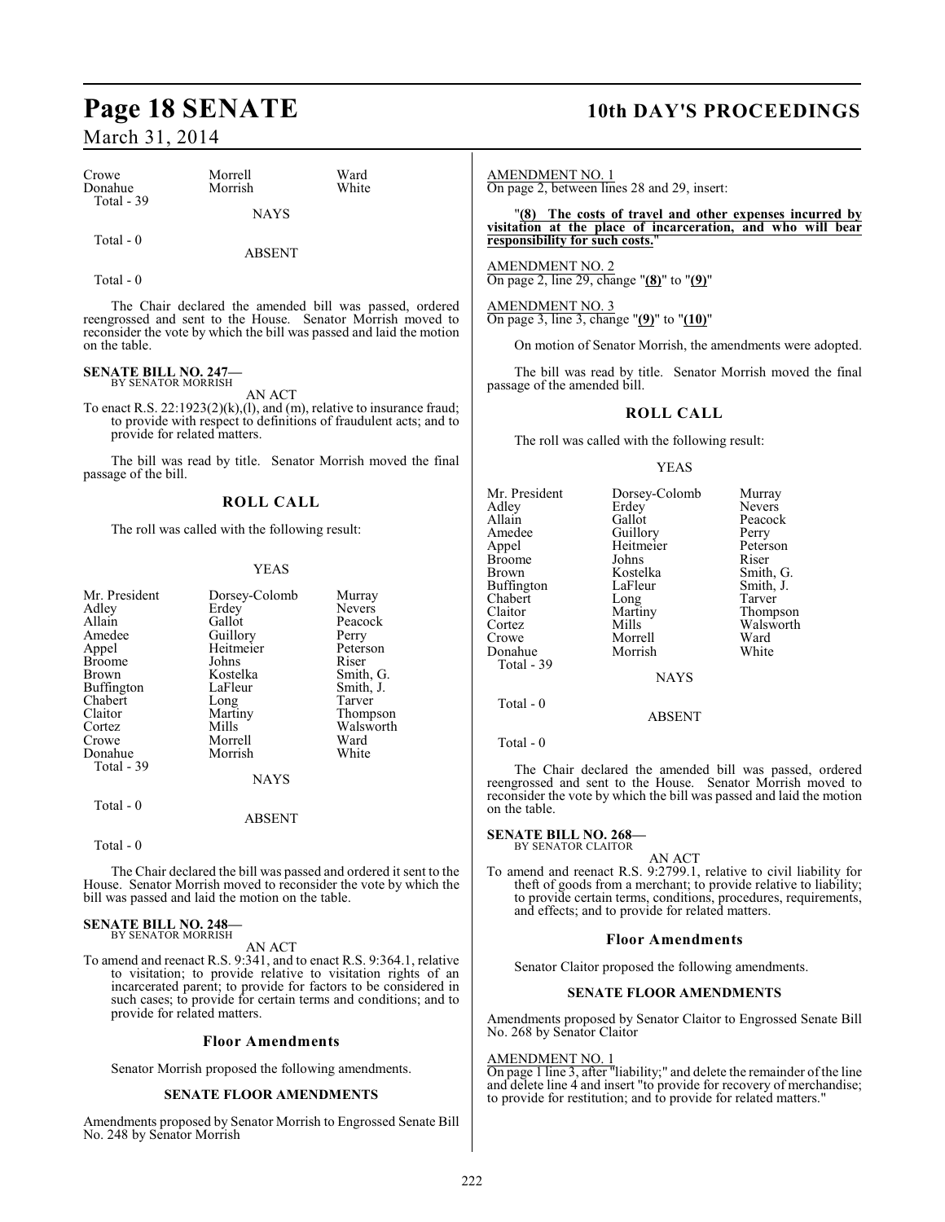| Crowe | Morrell | Ward |
|---|---|---|
| Donahue | Morrish | White |
| Total - 39 | | |

NAYS

Total - 0

ABSENT

Total - 0

The Chair declared the amended bill was passed, ordered reengrossed and sent to the House. Senator Morrish moved to reconsider the vote by which the bill was passed and laid the motion on the table.

**SENATE BILL NO. 247—**
BY SENATOR MORRISH

AN ACT

To enact R.S. 22:1923(2)(k),(l), and (m), relative to insurance fraud; to provide with respect to definitions of fraudulent acts; and to provide for related matters.

The bill was read by title. Senator Morrish moved the final passage of the bill.

## ROLL CALL

The roll was called with the following result:

YEAS

| Mr. President | Dorsey-Colomb | Murray |
|---|---|---|
| Adley | Erdey | Nevers |
| Allain | Gallot | Peacock |
| Amedee | Guillory | Perry |
| Appel | Heitmeier | Peterson |
| Broome | Johns | Riser |
| Brown | Kostelka | Smith, G. |
| Buffington | LaFleur | Smith, J. |
| Chabert | Long | Tarver |
| Claitor | Martiny | Thompson |
| Cortez | Mills | Walsworth |
| Crowe | Morrell | Ward |
| Donahue | Morrish | White |
| Total - 39 | | |

NAYS

Total - 0

ABSENT

Total - 0

The Chair declared the bill was passed and ordered it sent to the House. Senator Morrish moved to reconsider the vote by which the bill was passed and laid the motion on the table.

**SENATE BILL NO. 248—**
BY SENATOR MORRISH

AN ACT

To amend and reenact R.S. 9:341, and to enact R.S. 9:364.1, relative to visitation; to provide relative to visitation rights of an incarcerated parent; to provide for factors to be considered in such cases; to provide for certain terms and conditions; and to provide for related matters.

## Floor Amendments

Senator Morrish proposed the following amendments.

### SENATE FLOOR AMENDMENTS

Amendments proposed by Senator Morrish to Engrossed Senate Bill No. 248 by Senator Morrish

AMENDMENT NO. 1
On page 2, between lines 28 and 29, insert:

"**(8) The costs of travel and other expenses incurred by visitation at the place of incarceration, and who will bear responsibility for such costs.**"

AMENDMENT NO. 2
On page 2, line 29, change "**(8)**" to "**(9)**"

AMENDMENT NO. 3
On page 3, line 3, change "**(9)**" to "**(10)**"

On motion of Senator Morrish, the amendments were adopted.

The bill was read by title. Senator Morrish moved the final passage of the amended bill.

## ROLL CALL

The roll was called with the following result:

YEAS

| Mr. President | Dorsey-Colomb | Murray |
|---|---|---|
| Adley | Erdey | Nevers |
| Allain | Gallot | Peacock |
| Amedee | Guillory | Perry |
| Appel | Heitmeier | Peterson |
| Broome | Johns | Riser |
| Brown | Kostelka | Smith, G. |
| Buffington | LaFleur | Smith, J. |
| Chabert | Long | Tarver |
| Claitor | Martiny | Thompson |
| Cortez | Mills | Walsworth |
| Crowe | Morrell | Ward |
| Donahue | Morrish | White |
| Total - 39 | | |

NAYS

Total - 0

ABSENT

Total - 0

The Chair declared the amended bill was passed, ordered reengrossed and sent to the House. Senator Morrish moved to reconsider the vote by which the bill was passed and laid the motion on the table.

**SENATE BILL NO. 268—**
BY SENATOR CLAITOR

AN ACT

To amend and reenact R.S. 9:2799.1, relative to civil liability for theft of goods from a merchant; to provide relative to liability; to provide certain terms, conditions, procedures, requirements, and effects; and to provide for related matters.

## Floor Amendments

Senator Claitor proposed the following amendments.

### SENATE FLOOR AMENDMENTS

Amendments proposed by Senator Claitor to Engrossed Senate Bill No. 268 by Senator Claitor

AMENDMENT NO. 1
On page 1 line 3, after "liability;" and delete the remainder of the line and delete line 4 and insert "to provide for recovery of merchandise; to provide for restitution; and to provide for related matters."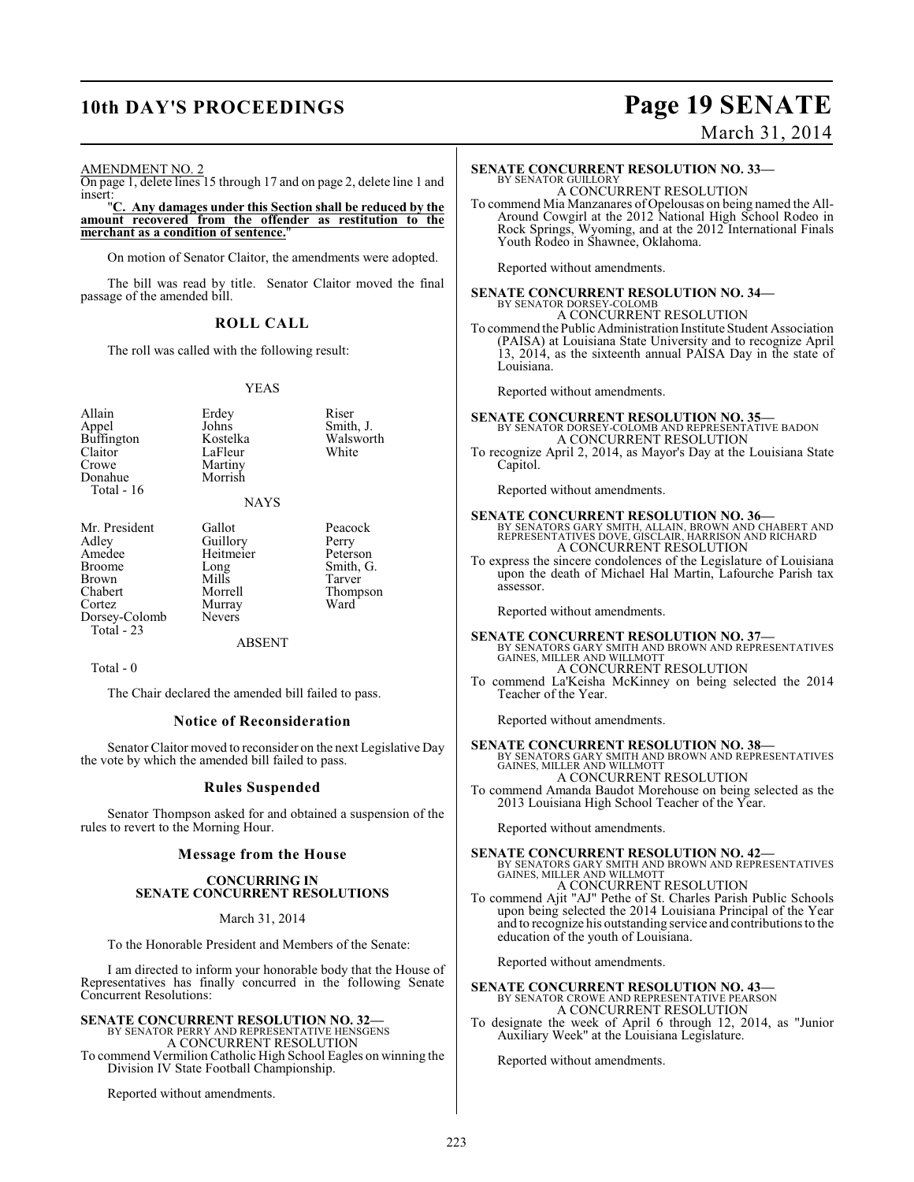AMENDMENT NO. 2

On page 1, delete lines 15 through 17 and on page 2, delete line 1 and insert:

"**C. Any damages under this Section shall be reduced by the amount recovered from the offender as restitution to the merchant as a condition of sentence.**"

On motion of Senator Claitor, the amendments were adopted.

The bill was read by title. Senator Claitor moved the final passage of the amended bill.

## ROLL CALL

The roll was called with the following result:

YEAS

| | | |
|---|---|---|
| Allain | Erdey | Riser |
| Appel | Johns | Smith, J. |
| Buffington | Kostelka | Walsworth |
| Claitor | LaFleur | White |
| Crowe | Martiny | |
| Donahue | Morrish | |
| Total - 16 | | |

NAYS

| | | |
|---|---|---|
| Mr. President | Gallot | Peacock |
| Adley | Guillory | Perry |
| Amedee | Heitmeier | Peterson |
| Broome | Long | Smith, G. |
| Brown | Mills | Tarver |
| Chabert | Morrell | Thompson |
| Cortez | Murray | Ward |
| Dorsey-Colomb | Nevers | |
| Total - 23 | | |

ABSENT

Total - 0

The Chair declared the amended bill failed to pass.

### Notice of Reconsideration

Senator Claitor moved to reconsider on the next Legislative Day the vote by which the amended bill failed to pass.

### Rules Suspended

Senator Thompson asked for and obtained a suspension of the rules to revert to the Morning Hour.

### Message from the House

**CONCURRING IN SENATE CONCURRENT RESOLUTIONS**

March 31, 2014

To the Honorable President and Members of the Senate:

I am directed to inform your honorable body that the House of Representatives has finally concurred in the following Senate Concurrent Resolutions:

**SENATE CONCURRENT RESOLUTION NO. 32—**
BY SENATOR PERRY AND REPRESENTATIVE HENSGENS
A CONCURRENT RESOLUTION
To commend Vermilion Catholic High School Eagles on winning the Division IV State Football Championship.

Reported without amendments.

**SENATE CONCURRENT RESOLUTION NO. 33—**
BY SENATOR GUILLORY
A CONCURRENT RESOLUTION
To commend Mia Manzanares of Opelousas on being named the All-Around Cowgirl at the 2012 National High School Rodeo in Rock Springs, Wyoming, and at the 2012 International Finals Youth Rodeo in Shawnee, Oklahoma.

Reported without amendments.

**SENATE CONCURRENT RESOLUTION NO. 34—**
BY SENATOR DORSEY-COLOMB
A CONCURRENT RESOLUTION
To commend the Public Administration Institute Student Association (PAISA) at Louisiana State University and to recognize April 13, 2014, as the sixteenth annual PAISA Day in the state of Louisiana.

Reported without amendments.

**SENATE CONCURRENT RESOLUTION NO. 35—**
BY SENATOR DORSEY-COLOMB AND REPRESENTATIVE BADON
A CONCURRENT RESOLUTION
To recognize April 2, 2014, as Mayor's Day at the Louisiana State Capitol.

Reported without amendments.

**SENATE CONCURRENT RESOLUTION NO. 36—**
BY SENATORS GARY SMITH, ALLAIN, BROWN AND CHABERT AND REPRESENTATIVES DOVE, GISCLAIR, HARRISON AND RICHARD
A CONCURRENT RESOLUTION
To express the sincere condolences of the Legislature of Louisiana upon the death of Michael Hal Martin, Lafourche Parish tax assessor.

Reported without amendments.

**SENATE CONCURRENT RESOLUTION NO. 37—**
BY SENATORS GARY SMITH AND BROWN AND REPRESENTATIVES GAINES, MILLER AND WILLMOTT
A CONCURRENT RESOLUTION
To commend La'Keisha McKinney on being selected the 2014 Teacher of the Year.

Reported without amendments.

**SENATE CONCURRENT RESOLUTION NO. 38—**
BY SENATORS GARY SMITH AND BROWN AND REPRESENTATIVES GAINES, MILLER AND WILLMOTT
A CONCURRENT RESOLUTION
To commend Amanda Baudot Morehouse on being selected as the 2013 Louisiana High School Teacher of the Year.

Reported without amendments.

**SENATE CONCURRENT RESOLUTION NO. 42—**
BY SENATORS GARY SMITH AND BROWN AND REPRESENTATIVES GAINES, MILLER AND WILLMOTT
A CONCURRENT RESOLUTION
To commend Ajit "AJ" Pethe of St. Charles Parish Public Schools upon being selected the 2014 Louisiana Principal of the Year and to recognize his outstanding service and contributions to the education of the youth of Louisiana.

Reported without amendments.

**SENATE CONCURRENT RESOLUTION NO. 43—**
BY SENATOR CROWE AND REPRESENTATIVE PEARSON
A CONCURRENT RESOLUTION
To designate the week of April 6 through 12, 2014, as "Junior Auxiliary Week" at the Louisiana Legislature.

Reported without amendments.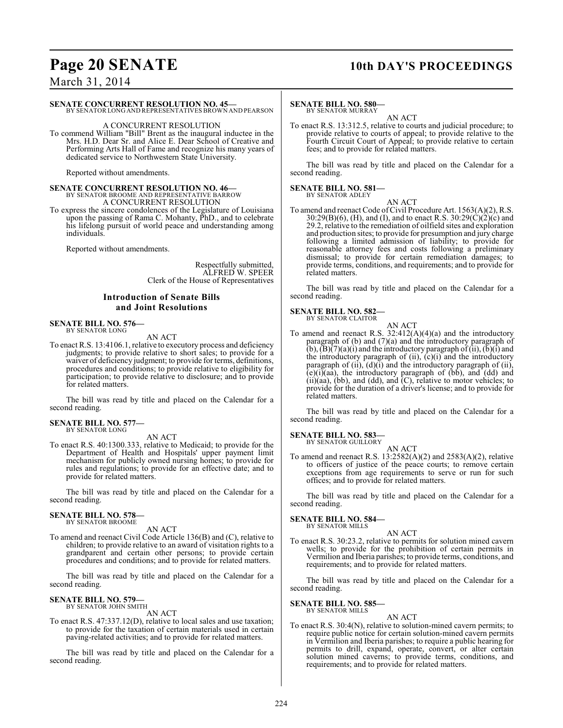**SENATE CONCURRENT RESOLUTION NO. 45—**
BY SENATOR LONG AND REPRESENTATIVES BROWN AND PEARSON

A CONCURRENT RESOLUTION

To commend William "Bill" Brent as the inaugural inductee in the Mrs. H.D. Dear Sr. and Alice E. Dear School of Creative and Performing Arts Hall of Fame and recognize his many years of dedicated service to Northwestern State University.

Reported without amendments.

**SENATE CONCURRENT RESOLUTION NO. 46—**
BY SENATOR BROOME AND REPRESENTATIVE BARROW

A CONCURRENT RESOLUTION

To express the sincere condolences of the Legislature of Louisiana upon the passing of Rama C. Mohanty, PhD., and to celebrate his lifelong pursuit of world peace and understanding among individuals.

Reported without amendments.

Respectfully submitted,
ALFRED W. SPEER
Clerk of the House of Representatives

## Introduction of Senate Bills and Joint Resolutions

**SENATE BILL NO. 576—**
BY SENATOR LONG

AN ACT

To enact R.S. 13:4106.1, relative to executory process and deficiency judgments; to provide relative to short sales; to provide for a waiver of deficiency judgment; to provide for terms, definitions, procedures and conditions; to provide relative to eligibility for participation; to provide relative to disclosure; and to provide for related matters.

The bill was read by title and placed on the Calendar for a second reading.

**SENATE BILL NO. 577—**
BY SENATOR LONG

AN ACT

To enact R.S. 40:1300.333, relative to Medicaid; to provide for the Department of Health and Hospitals' upper payment limit mechanism for publicly owned nursing homes; to provide for rules and regulations; to provide for an effective date; and to provide for related matters.

The bill was read by title and placed on the Calendar for a second reading.

**SENATE BILL NO. 578—**
BY SENATOR BROOME

AN ACT

To amend and reenact Civil Code Article 136(B) and (C), relative to children; to provide relative to an award of visitation rights to a grandparent and certain other persons; to provide certain procedures and conditions; and to provide for related matters.

The bill was read by title and placed on the Calendar for a second reading.

**SENATE BILL NO. 579—**
BY SENATOR JOHN SMITH

AN ACT

To enact R.S. 47:337.12(D), relative to local sales and use taxation; to provide for the taxation of certain materials used in certain paving-related activities; and to provide for related matters.

The bill was read by title and placed on the Calendar for a second reading.

**SENATE BILL NO. 580—**
BY SENATOR MURRAY

AN ACT

To enact R.S. 13:312.5, relative to courts and judicial procedure; to provide relative to courts of appeal; to provide relative to the Fourth Circuit Court of Appeal; to provide relative to certain fees; and to provide for related matters.

The bill was read by title and placed on the Calendar for a second reading.

**SENATE BILL NO. 581—**
BY SENATOR ADLEY

AN ACT

To amend and reenact Code of Civil Procedure Art. 1563(A)(2), R.S. 30:29(B)(6), (H), and (I), and to enact R.S. 30:29(C)(2)(c) and 29.2, relative to the remediation of oilfield sites and exploration and production sites; to provide for presumption and jury charge following a limited admission of liability; to provide for reasonable attorney fees and costs following a preliminary dismissal; to provide for certain remediation damages; to provide terms, conditions, and requirements; and to provide for related matters.

The bill was read by title and placed on the Calendar for a second reading.

**SENATE BILL NO. 582—**
BY SENATOR CLAITOR

AN ACT

To amend and reenact R.S. 32:412(A)(4)(a) and the introductory paragraph of (b) and (7)(a) and the introductory paragraph of (b), (B)(7)(a)(i) and the introductory paragraph of (ii), (b)(i) and the introductory paragraph of (ii), (c)(i) and the introductory paragraph of (ii), (d)(i) and the introductory paragraph of (ii), (e)(i)(aa), the introductory paragraph of (bb), and (dd) and (ii)(aa), (bb), and (dd), and (C), relative to motor vehicles; to provide for the duration of a driver's license; and to provide for related matters.

The bill was read by title and placed on the Calendar for a second reading.

**SENATE BILL NO. 583—**
BY SENATOR GUILLORY

AN ACT

To amend and reenact R.S. 13:2582(A)(2) and 2583(A)(2), relative to officers of justice of the peace courts; to remove certain exceptions from age requirements to serve or run for such offices; and to provide for related matters.

The bill was read by title and placed on the Calendar for a second reading.

**SENATE BILL NO. 584—**
BY SENATOR MILLS

AN ACT

To enact R.S. 30:23.2, relative to permits for solution mined cavern wells; to provide for the prohibition of certain permits in Vermilion and Iberia parishes; to provide terms, conditions, and requirements; and to provide for related matters.

The bill was read by title and placed on the Calendar for a second reading.

**SENATE BILL NO. 585—**
BY SENATOR MILLS

AN ACT

To enact R.S. 30:4(N), relative to solution-mined cavern permits; to require public notice for certain solution-mined cavern permits in Vermilion and Iberia parishes; to require a public hearing for permits to drill, expand, operate, convert, or alter certain solution mined caverns; to provide terms, conditions, and requirements; and to provide for related matters.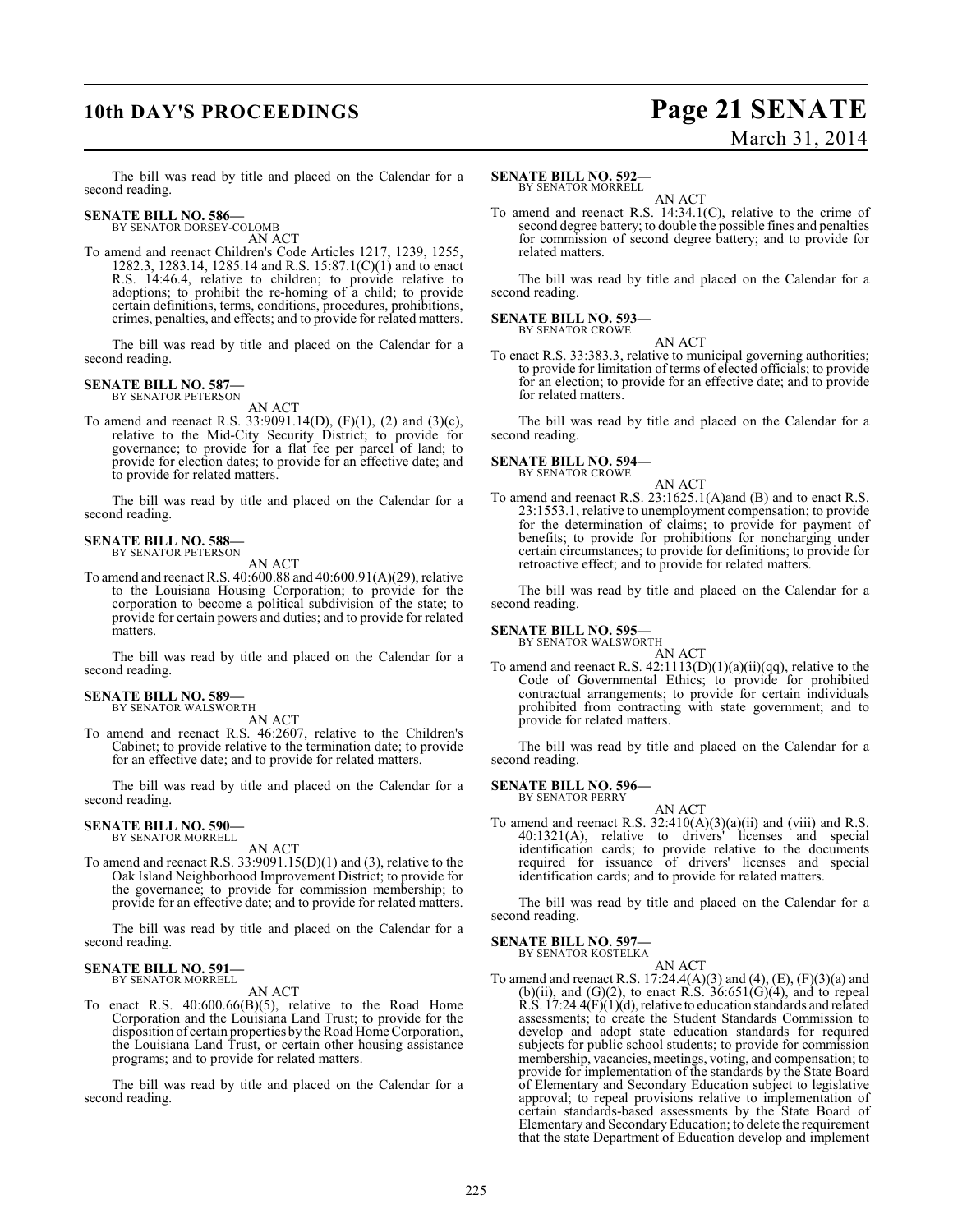The bill was read by title and placed on the Calendar for a second reading.

**SENATE BILL NO. 586—**
BY SENATOR DORSEY-COLOMB

AN ACT

To amend and reenact Children's Code Articles 1217, 1239, 1255, 1282.3, 1283.14, 1285.14 and R.S. 15:87.1(C)(1) and to enact R.S. 14:46.4, relative to children; to provide relative to adoptions; to prohibit the re-homing of a child; to provide certain definitions, terms, conditions, procedures, prohibitions, crimes, penalties, and effects; and to provide for related matters.

The bill was read by title and placed on the Calendar for a second reading.

**SENATE BILL NO. 587—**
BY SENATOR PETERSON

AN ACT

To amend and reenact R.S. 33:9091.14(D), (F)(1), (2) and (3)(c), relative to the Mid-City Security District; to provide for governance; to provide for a flat fee per parcel of land; to provide for election dates; to provide for an effective date; and to provide for related matters.

The bill was read by title and placed on the Calendar for a second reading.

**SENATE BILL NO. 588—**
BY SENATOR PETERSON

AN ACT

To amend and reenact R.S. 40:600.88 and 40:600.91(A)(29), relative to the Louisiana Housing Corporation; to provide for the corporation to become a political subdivision of the state; to provide for certain powers and duties; and to provide for related matters.

The bill was read by title and placed on the Calendar for a second reading.

**SENATE BILL NO. 589—**
BY SENATOR WALSWORTH

AN ACT

To amend and reenact R.S. 46:2607, relative to the Children's Cabinet; to provide relative to the termination date; to provide for an effective date; and to provide for related matters.

The bill was read by title and placed on the Calendar for a second reading.

**SENATE BILL NO. 590—**
BY SENATOR MORRELL

AN ACT

To amend and reenact R.S. 33:9091.15(D)(1) and (3), relative to the Oak Island Neighborhood Improvement District; to provide for the governance; to provide for commission membership; to provide for an effective date; and to provide for related matters.

The bill was read by title and placed on the Calendar for a second reading.

**SENATE BILL NO. 591—**
BY SENATOR MORRELL

AN ACT

To enact R.S. 40:600.66(B)(5), relative to the Road Home Corporation and the Louisiana Land Trust; to provide for the disposition of certain properties by the Road Home Corporation, the Louisiana Land Trust, or certain other housing assistance programs; and to provide for related matters.

The bill was read by title and placed on the Calendar for a second reading.

**SENATE BILL NO. 592—**
BY SENATOR MORRELL

AN ACT

To amend and reenact R.S. 14:34.1(C), relative to the crime of second degree battery; to double the possible fines and penalties for commission of second degree battery; and to provide for related matters.

The bill was read by title and placed on the Calendar for a second reading.

**SENATE BILL NO. 593—**
BY SENATOR CROWE

AN ACT

To enact R.S. 33:383.3, relative to municipal governing authorities; to provide for limitation of terms of elected officials; to provide for an election; to provide for an effective date; and to provide for related matters.

The bill was read by title and placed on the Calendar for a second reading.

**SENATE BILL NO. 594—**
BY SENATOR CROWE

AN ACT

To amend and reenact R.S. 23:1625.1(A)and (B) and to enact R.S. 23:1553.1, relative to unemployment compensation; to provide for the determination of claims; to provide for payment of benefits; to provide for prohibitions for noncharging under certain circumstances; to provide for definitions; to provide for retroactive effect; and to provide for related matters.

The bill was read by title and placed on the Calendar for a second reading.

**SENATE BILL NO. 595—**
BY SENATOR WALSWORTH

AN ACT

To amend and reenact R.S. 42:1113(D)(1)(a)(ii)(qq), relative to the Code of Governmental Ethics; to provide for prohibited contractual arrangements; to provide for certain individuals prohibited from contracting with state government; and to provide for related matters.

The bill was read by title and placed on the Calendar for a second reading.

**SENATE BILL NO. 596—**
BY SENATOR PERRY

AN ACT

To amend and reenact R.S. 32:410(A)(3)(a)(ii) and (viii) and R.S. 40:1321(A), relative to drivers' licenses and special identification cards; to provide relative to the documents required for issuance of drivers' licenses and special identification cards; and to provide for related matters.

The bill was read by title and placed on the Calendar for a second reading.

**SENATE BILL NO. 597—**
BY SENATOR KOSTELKA

AN ACT

To amend and reenact R.S. 17:24.4(A)(3) and (4), (E), (F)(3)(a) and (b)(ii), and (G)(2), to enact R.S. 36:651(G)(4), and to repeal R.S. 17:24.4(F)(1)(d), relative to education standards and related assessments; to create the Student Standards Commission to develop and adopt state education standards for required subjects for public school students; to provide for commission membership, vacancies, meetings, voting, and compensation; to provide for implementation of the standards by the State Board of Elementary and Secondary Education subject to legislative approval; to repeal provisions relative to implementation of certain standards-based assessments by the State Board of Elementary and Secondary Education; to delete the requirement that the state Department of Education develop and implement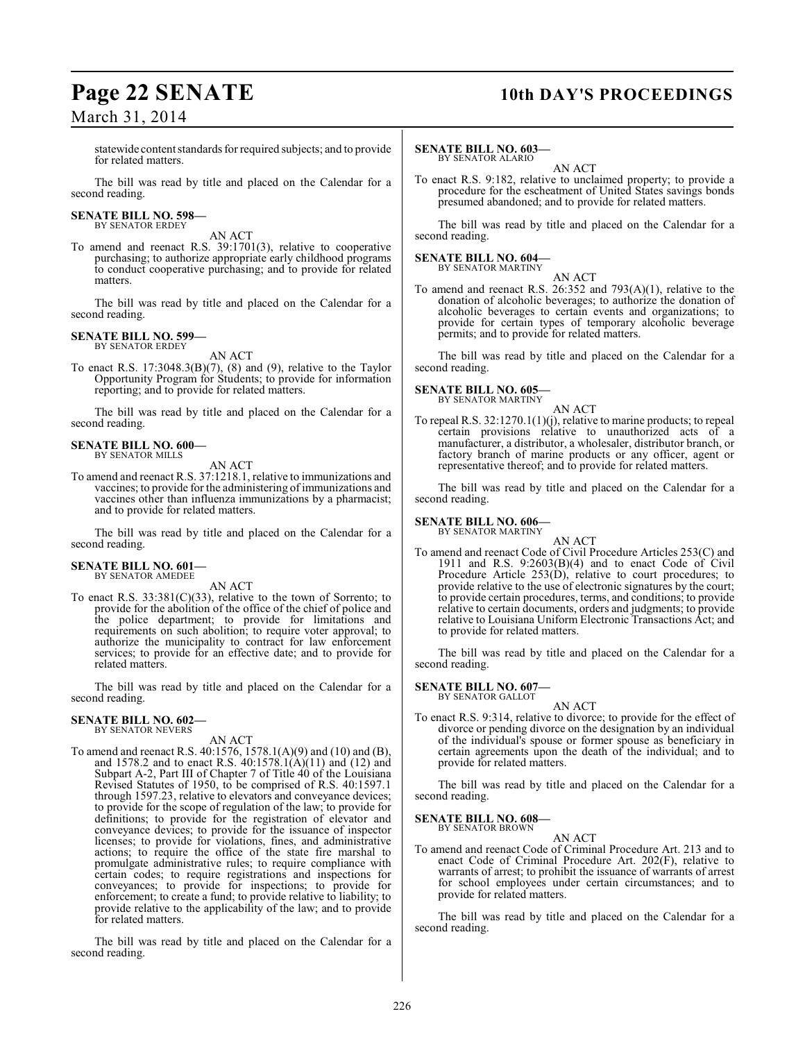statewide content standards for required subjects; and to provide for related matters.

The bill was read by title and placed on the Calendar for a second reading.

**SENATE BILL NO. 598—**
BY SENATOR ERDEY

AN ACT

To amend and reenact R.S. 39:1701(3), relative to cooperative purchasing; to authorize appropriate early childhood programs to conduct cooperative purchasing; and to provide for related matters.

The bill was read by title and placed on the Calendar for a second reading.

**SENATE BILL NO. 599—**
BY SENATOR ERDEY

AN ACT

To enact R.S. 17:3048.3(B)(7), (8) and (9), relative to the Taylor Opportunity Program for Students; to provide for information reporting; and to provide for related matters.

The bill was read by title and placed on the Calendar for a second reading.

**SENATE BILL NO. 600—**
BY SENATOR MILLS

AN ACT

To amend and reenact R.S. 37:1218.1, relative to immunizations and vaccines; to provide for the administering of immunizations and vaccines other than influenza immunizations by a pharmacist; and to provide for related matters.

The bill was read by title and placed on the Calendar for a second reading.

**SENATE BILL NO. 601—**
BY SENATOR AMEDEE

AN ACT

To enact R.S. 33:381(C)(33), relative to the town of Sorrento; to provide for the abolition of the office of the chief of police and the police department; to provide for limitations and requirements on such abolition; to require voter approval; to authorize the municipality to contract for law enforcement services; to provide for an effective date; and to provide for related matters.

The bill was read by title and placed on the Calendar for a second reading.

**SENATE BILL NO. 602—**
BY SENATOR NEVERS

AN ACT

To amend and reenact R.S. 40:1576, 1578.1(A)(9) and (10) and (B), and 1578.2 and to enact R.S. 40:1578.1(A)(11) and (12) and Subpart A-2, Part III of Chapter 7 of Title 40 of the Louisiana Revised Statutes of 1950, to be comprised of R.S. 40:1597.1 through 1597.23, relative to elevators and conveyance devices; to provide for the scope of regulation of the law; to provide for definitions; to provide for the registration of elevator and conveyance devices; to provide for the issuance of inspector licenses; to provide for violations, fines, and administrative actions; to require the office of the state fire marshal to promulgate administrative rules; to require compliance with certain codes; to require registrations and inspections for conveyances; to provide for inspections; to provide for enforcement; to create a fund; to provide relative to liability; to provide relative to the applicability of the law; and to provide for related matters.

The bill was read by title and placed on the Calendar for a second reading.

**SENATE BILL NO. 603—**
BY SENATOR ALARIO

AN ACT

To enact R.S. 9:182, relative to unclaimed property; to provide a procedure for the escheatment of United States savings bonds presumed abandoned; and to provide for related matters.

The bill was read by title and placed on the Calendar for a second reading.

**SENATE BILL NO. 604—**
BY SENATOR MARTINY

AN ACT

To amend and reenact R.S. 26:352 and 793(A)(1), relative to the donation of alcoholic beverages; to authorize the donation of alcoholic beverages to certain events and organizations; to provide for certain types of temporary alcoholic beverage permits; and to provide for related matters.

The bill was read by title and placed on the Calendar for a second reading.

**SENATE BILL NO. 605—**
BY SENATOR MARTINY

AN ACT

To repeal R.S. 32:1270.1(1)(j), relative to marine products; to repeal certain provisions relative to unauthorized acts of a manufacturer, a distributor, a wholesaler, distributor branch, or factory branch of marine products or any officer, agent or representative thereof; and to provide for related matters.

The bill was read by title and placed on the Calendar for a second reading.

**SENATE BILL NO. 606—**
BY SENATOR MARTINY

AN ACT

To amend and reenact Code of Civil Procedure Articles 253(C) and 1911 and R.S. 9:2603(B)(4) and to enact Code of Civil Procedure Article 253(D), relative to court procedures; to provide relative to the use of electronic signatures by the court; to provide certain procedures, terms, and conditions; to provide relative to certain documents, orders and judgments; to provide relative to Louisiana Uniform Electronic Transactions Act; and to provide for related matters.

The bill was read by title and placed on the Calendar for a second reading.

**SENATE BILL NO. 607—**
BY SENATOR GALLOT

AN ACT

To enact R.S. 9:314, relative to divorce; to provide for the effect of divorce or pending divorce on the designation by an individual of the individual's spouse or former spouse as beneficiary in certain agreements upon the death of the individual; and to provide for related matters.

The bill was read by title and placed on the Calendar for a second reading.

**SENATE BILL NO. 608—**
BY SENATOR BROWN

AN ACT

To amend and reenact Code of Criminal Procedure Art. 213 and to enact Code of Criminal Procedure Art. 202(F), relative to warrants of arrest; to prohibit the issuance of warrants of arrest for school employees under certain circumstances; and to provide for related matters.

The bill was read by title and placed on the Calendar for a second reading.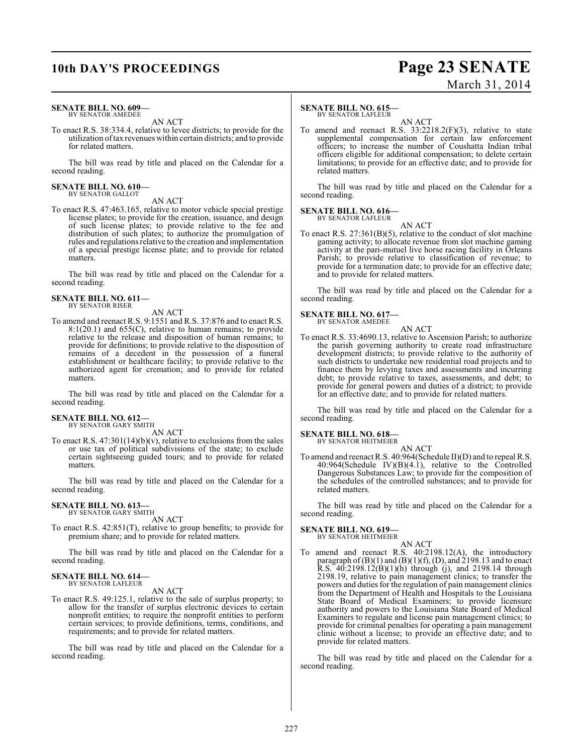**SENATE BILL NO. 609—**
BY SENATOR AMEDEE

AN ACT

To enact R.S. 38:334.4, relative to levee districts; to provide for the utilization of tax revenues within certain districts; and to provide for related matters.

The bill was read by title and placed on the Calendar for a second reading.

**SENATE BILL NO. 610—**
BY SENATOR GALLOT

AN ACT

To enact R.S. 47:463.165, relative to motor vehicle special prestige license plates; to provide for the creation, issuance, and design of such license plates; to provide relative to the fee and distribution of such plates; to authorize the promulgation of rules and regulations relative to the creation and implementation of a special prestige license plate; and to provide for related matters.

The bill was read by title and placed on the Calendar for a second reading.

**SENATE BILL NO. 611—**
BY SENATOR RISER

AN ACT

To amend and reenact R.S. 9:1551 and R.S. 37:876 and to enact R.S. 8:1(20.1) and 655(C), relative to human remains; to provide relative to the release and disposition of human remains; to provide for definitions; to provide relative to the disposition of remains of a decedent in the possession of a funeral establishment or healthcare facility; to provide relative to the authorized agent for cremation; and to provide for related matters.

The bill was read by title and placed on the Calendar for a second reading.

**SENATE BILL NO. 612—**
BY SENATOR GARY SMITH

AN ACT

To enact R.S. 47:301(14)(b)(v), relative to exclusions from the sales or use tax of political subdivisions of the state; to exclude certain sightseeing guided tours; and to provide for related matters.

The bill was read by title and placed on the Calendar for a second reading.

**SENATE BILL NO. 613—**
BY SENATOR GARY SMITH

AN ACT

To enact R.S. 42:851(T), relative to group benefits; to provide for premium share; and to provide for related matters.

The bill was read by title and placed on the Calendar for a second reading.

**SENATE BILL NO. 614—**
BY SENATOR LAFLEUR

AN ACT

To enact R.S. 49:125.1, relative to the sale of surplus property; to allow for the transfer of surplus electronic devices to certain nonprofit entities; to require the nonprofit entities to perform certain services; to provide definitions, terms, conditions, and requirements; and to provide for related matters.

The bill was read by title and placed on the Calendar for a second reading.

**SENATE BILL NO. 615—**
BY SENATOR LAFLEUR

AN ACT

To amend and reenact R.S. 33:2218.2(F)(3), relative to state supplemental compensation for certain law enforcement officers; to increase the number of Coushatta Indian tribal officers eligible for additional compensation; to delete certain limitations; to provide for an effective date; and to provide for related matters.

The bill was read by title and placed on the Calendar for a second reading.

**SENATE BILL NO. 616—**
BY SENATOR LAFLEUR

AN ACT

To enact R.S. 27:361(B)(5), relative to the conduct of slot machine gaming activity; to allocate revenue from slot machine gaming activity at the pari-mutuel live horse racing facility in Orleans Parish; to provide relative to classification of revenue; to provide for a termination date; to provide for an effective date; and to provide for related matters.

The bill was read by title and placed on the Calendar for a second reading.

**SENATE BILL NO. 617—**
BY SENATOR AMEDEE

AN ACT

To enact R.S. 33:4690.13, relative to Ascension Parish; to authorize the parish governing authority to create road infrastructure development districts; to provide relative to the authority of such districts to undertake new residential road projects and to finance them by levying taxes and assessments and incurring debt; to provide relative to taxes, assessments, and debt; to provide for general powers and duties of a district; to provide for an effective date; and to provide for related matters.

The bill was read by title and placed on the Calendar for a second reading.

**SENATE BILL NO. 618—**
BY SENATOR HEITMEIER

AN ACT

To amend and reenact R.S. 40:964(Schedule II)(D) and to repeal R.S. 40:964(Schedule IV)(B)(4.1), relative to the Controlled Dangerous Substances Law; to provide for the composition of the schedules of the controlled substances; and to provide for related matters.

The bill was read by title and placed on the Calendar for a second reading.

**SENATE BILL NO. 619—**
BY SENATOR HEITMEIER

AN ACT

To amend and reenact R.S. 40:2198.12(A), the introductory paragraph of (B)(1) and (B)(1)(f), (D), and 2198.13 and to enact R.S. 40:2198.12(B)(1)(h) through (j), and 2198.14 through 2198.19, relative to pain management clinics; to transfer the powers and duties for the regulation of pain management clinics from the Department of Health and Hospitals to the Louisiana State Board of Medical Examiners; to provide licensure authority and powers to the Louisiana State Board of Medical Examiners to regulate and license pain management clinics; to provide for criminal penalties for operating a pain management clinic without a license; to provide an effective date; and to provide for related matters.

The bill was read by title and placed on the Calendar for a second reading.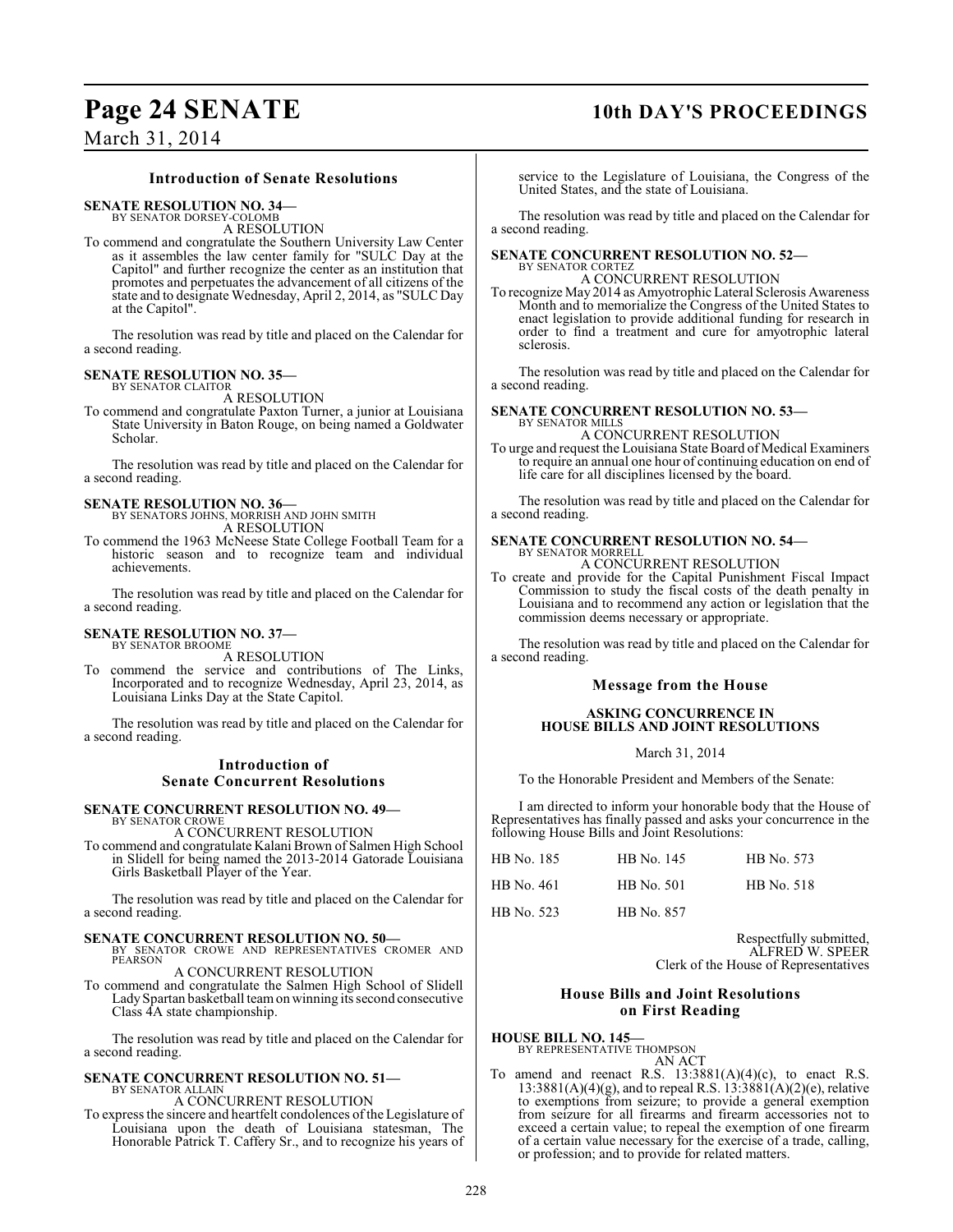### Introduction of Senate Resolutions

**SENATE RESOLUTION NO. 34—**
BY SENATOR DORSEY-COLOMB
A RESOLUTION

To commend and congratulate the Southern University Law Center as it assembles the law center family for "SULC Day at the Capitol" and further recognize the center as an institution that promotes and perpetuates the advancement of all citizens of the state and to designate Wednesday, April 2, 2014, as "SULC Day at the Capitol".

The resolution was read by title and placed on the Calendar for a second reading.

**SENATE RESOLUTION NO. 35—**
BY SENATOR CLAITOR
A RESOLUTION

To commend and congratulate Paxton Turner, a junior at Louisiana State University in Baton Rouge, on being named a Goldwater Scholar.

The resolution was read by title and placed on the Calendar for a second reading.

**SENATE RESOLUTION NO. 36—**
BY SENATORS JOHNS, MORRISH AND JOHN SMITH
A RESOLUTION

To commend the 1963 McNeese State College Football Team for a historic season and to recognize team and individual achievements.

The resolution was read by title and placed on the Calendar for a second reading.

**SENATE RESOLUTION NO. 37—**
BY SENATOR BROOME
A RESOLUTION

To commend the service and contributions of The Links, Incorporated and to recognize Wednesday, April 23, 2014, as Louisiana Links Day at the State Capitol.

The resolution was read by title and placed on the Calendar for a second reading.

### Introduction of Senate Concurrent Resolutions

**SENATE CONCURRENT RESOLUTION NO. 49—**
BY SENATOR CROWE
A CONCURRENT RESOLUTION

To commend and congratulate Kalani Brown of Salmen High School in Slidell for being named the 2013-2014 Gatorade Louisiana Girls Basketball Player of the Year.

The resolution was read by title and placed on the Calendar for a second reading.

**SENATE CONCURRENT RESOLUTION NO. 50—**
BY SENATOR CROWE AND REPRESENTATIVES CROMER AND PEARSON
A CONCURRENT RESOLUTION

To commend and congratulate the Salmen High School of Slidell Lady Spartan basketball team on winning its second consecutive Class 4A state championship.

The resolution was read by title and placed on the Calendar for a second reading.

**SENATE CONCURRENT RESOLUTION NO. 51—**
BY SENATOR ALLAIN
A CONCURRENT RESOLUTION

To express the sincere and heartfelt condolences of the Legislature of Louisiana upon the death of Louisiana statesman, The Honorable Patrick T. Caffery Sr., and to recognize his years of service to the Legislature of Louisiana, the Congress of the United States, and the state of Louisiana.

The resolution was read by title and placed on the Calendar for a second reading.

**SENATE CONCURRENT RESOLUTION NO. 52—**
BY SENATOR CORTEZ
A CONCURRENT RESOLUTION

To recognize May 2014 as Amyotrophic Lateral Sclerosis Awareness Month and to memorialize the Congress of the United States to enact legislation to provide additional funding for research in order to find a treatment and cure for amyotrophic lateral sclerosis.

The resolution was read by title and placed on the Calendar for a second reading.

**SENATE CONCURRENT RESOLUTION NO. 53—**
BY SENATOR MILLS
A CONCURRENT RESOLUTION

To urge and request the Louisiana State Board of Medical Examiners to require an annual one hour of continuing education on end of life care for all disciplines licensed by the board.

The resolution was read by title and placed on the Calendar for a second reading.

**SENATE CONCURRENT RESOLUTION NO. 54—**
BY SENATOR MORRELL
A CONCURRENT RESOLUTION

To create and provide for the Capital Punishment Fiscal Impact Commission to study the fiscal costs of the death penalty in Louisiana and to recommend any action or legislation that the commission deems necessary or appropriate.

The resolution was read by title and placed on the Calendar for a second reading.

### Message from the House

**ASKING CONCURRENCE IN HOUSE BILLS AND JOINT RESOLUTIONS**

March 31, 2014

To the Honorable President and Members of the Senate:

I am directed to inform your honorable body that the House of Representatives has finally passed and asks your concurrence in the following House Bills and Joint Resolutions:

| | | |
|---|---|---|
| HB No. 185 | HB No. 145 | HB No. 573 |
| HB No. 461 | HB No. 501 | HB No. 518 |
| HB No. 523 | HB No. 857 | |

Respectfully submitted,
ALFRED W. SPEER
Clerk of the House of Representatives

### House Bills and Joint Resolutions on First Reading

**HOUSE BILL NO. 145—**
BY REPRESENTATIVE THOMPSON
AN ACT

To amend and reenact R.S. 13:3881(A)(4)(c), to enact R.S. 13:3881(A)(4)(g), and to repeal R.S. 13:3881(A)(2)(e), relative to exemptions from seizure; to provide a general exemption from seizure for all firearms and firearm accessories not to exceed a certain value; to repeal the exemption of one firearm of a certain value necessary for the exercise of a trade, calling, or profession; and to provide for related matters.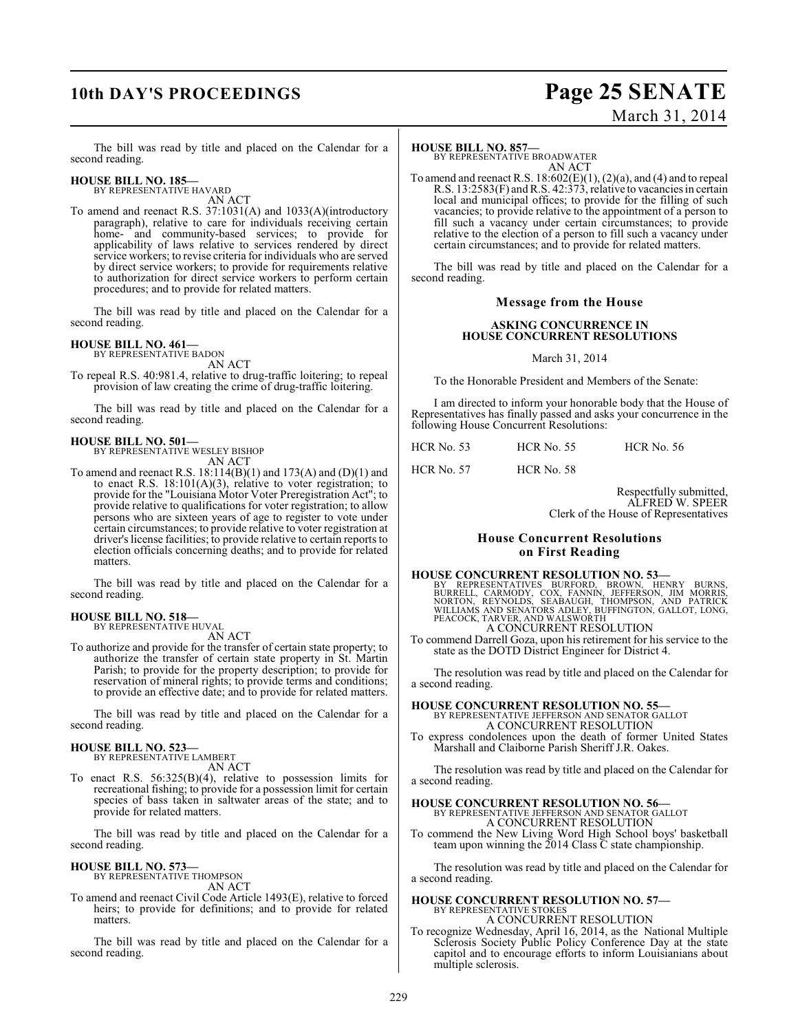The bill was read by title and placed on the Calendar for a second reading.

**HOUSE BILL NO. 185—**
BY REPRESENTATIVE HAVARD
AN ACT

To amend and reenact R.S. 37:1031(A) and 1033(A)(introductory paragraph), relative to care for individuals receiving certain home- and community-based services; to provide for applicability of laws relative to services rendered by direct service workers; to revise criteria for individuals who are served by direct service workers; to provide for requirements relative to authorization for direct service workers to perform certain procedures; and to provide for related matters.

The bill was read by title and placed on the Calendar for a second reading.

**HOUSE BILL NO. 461—**
BY REPRESENTATIVE BADON
AN ACT

To repeal R.S. 40:981.4, relative to drug-traffic loitering; to repeal provision of law creating the crime of drug-traffic loitering.

The bill was read by title and placed on the Calendar for a second reading.

**HOUSE BILL NO. 501—**
BY REPRESENTATIVE WESLEY BISHOP
AN ACT

To amend and reenact R.S. 18:114(B)(1) and 173(A) and (D)(1) and to enact R.S. 18:101(A)(3), relative to voter registration; to provide for the "Louisiana Motor Voter Preregistration Act"; to provide relative to qualifications for voter registration; to allow persons who are sixteen years of age to register to vote under certain circumstances; to provide relative to voter registration at driver's license facilities; to provide relative to certain reports to election officials concerning deaths; and to provide for related matters.

The bill was read by title and placed on the Calendar for a second reading.

**HOUSE BILL NO. 518—**
BY REPRESENTATIVE HUVAL
AN ACT

To authorize and provide for the transfer of certain state property; to authorize the transfer of certain state property in St. Martin Parish; to provide for the property description; to provide for reservation of mineral rights; to provide terms and conditions; to provide an effective date; and to provide for related matters.

The bill was read by title and placed on the Calendar for a second reading.

**HOUSE BILL NO. 523—**
BY REPRESENTATIVE LAMBERT
AN ACT

To enact R.S. 56:325(B)(4), relative to possession limits for recreational fishing; to provide for a possession limit for certain species of bass taken in saltwater areas of the state; and to provide for related matters.

The bill was read by title and placed on the Calendar for a second reading.

**HOUSE BILL NO. 573—**
BY REPRESENTATIVE THOMPSON
AN ACT

To amend and reenact Civil Code Article 1493(E), relative to forced heirs; to provide for definitions; and to provide for related matters.

The bill was read by title and placed on the Calendar for a second reading.

**HOUSE BILL NO. 857—**
BY REPRESENTATIVE BROADWATER
AN ACT

To amend and reenact R.S. 18:602(E)(1), (2)(a), and (4) and to repeal R.S. 13:2583(F) and R.S. 42:373, relative to vacancies in certain local and municipal offices; to provide for the filling of such vacancies; to provide relative to the appointment of a person to fill such a vacancy under certain circumstances; to provide relative to the election of a person to fill such a vacancy under certain circumstances; and to provide for related matters.

The bill was read by title and placed on the Calendar for a second reading.

## Message from the House

### ASKING CONCURRENCE IN HOUSE CONCURRENT RESOLUTIONS

March 31, 2014

To the Honorable President and Members of the Senate:

I am directed to inform your honorable body that the House of Representatives has finally passed and asks your concurrence in the following House Concurrent Resolutions:

HCR No. 53 HCR No. 55 HCR No. 56

HCR No. 57 HCR No. 58

Respectfully submitted,
ALFRED W. SPEER
Clerk of the House of Representatives

## House Concurrent Resolutions on First Reading

**HOUSE CONCURRENT RESOLUTION NO. 53—**
BY REPRESENTATIVES BURFORD, BROWN, HENRY BURNS, BURRELL, CARMODY, COX, FANNIN, JEFFERSON, JIM MORRIS, NORTON, REYNOLDS, SEABAUGH, THOMPSON, AND PATRICK WILLIAMS AND SENATORS ADLEY, BUFFINGTON, GALLOT, LONG, PEACOCK, TARVER, AND WALSWORTH
A CONCURRENT RESOLUTION

To commend Darrell Goza, upon his retirement for his service to the state as the DOTD District Engineer for District 4.

The resolution was read by title and placed on the Calendar for a second reading.

**HOUSE CONCURRENT RESOLUTION NO. 55—**
BY REPRESENTATIVE JEFFERSON AND SENATOR GALLOT
A CONCURRENT RESOLUTION

To express condolences upon the death of former United States Marshall and Claiborne Parish Sheriff J.R. Oakes.

The resolution was read by title and placed on the Calendar for a second reading.

**HOUSE CONCURRENT RESOLUTION NO. 56—**
BY REPRESENTATIVE JEFFERSON AND SENATOR GALLOT
A CONCURRENT RESOLUTION

To commend the New Living Word High School boys' basketball team upon winning the 2014 Class C state championship.

The resolution was read by title and placed on the Calendar for a second reading.

**HOUSE CONCURRENT RESOLUTION NO. 57—**
BY REPRESENTATIVE STOKES
A CONCURRENT RESOLUTION

To recognize Wednesday, April 16, 2014, as the National Multiple Sclerosis Society Public Policy Conference Day at the state capitol and to encourage efforts to inform Louisianians about multiple sclerosis.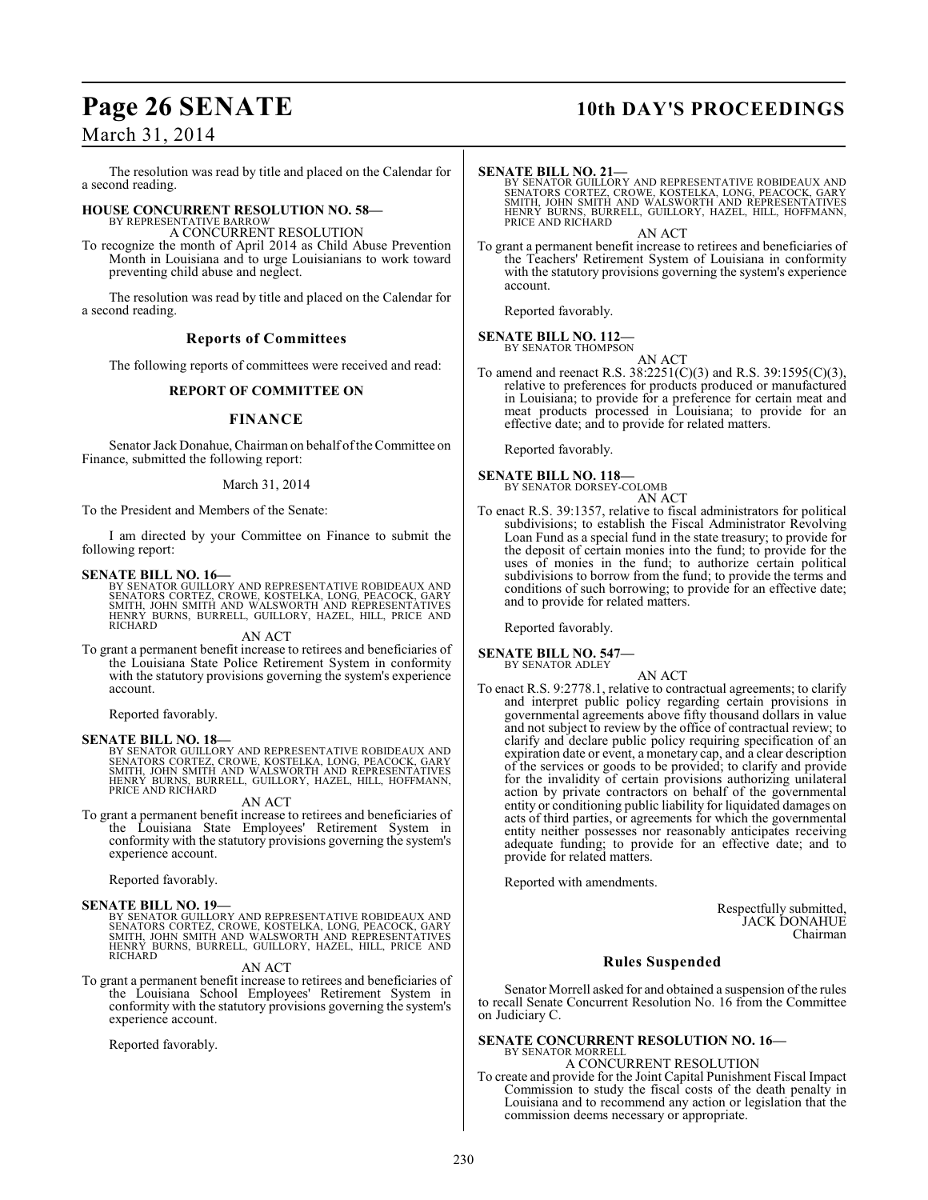The resolution was read by title and placed on the Calendar for a second reading.

**HOUSE CONCURRENT RESOLUTION NO. 58—**
BY REPRESENTATIVE BARROW
A CONCURRENT RESOLUTION

To recognize the month of April 2014 as Child Abuse Prevention Month in Louisiana and to urge Louisianians to work toward preventing child abuse and neglect.

The resolution was read by title and placed on the Calendar for a second reading.

## Reports of Committees

The following reports of committees were received and read:

### REPORT OF COMMITTEE ON

### FINANCE

Senator Jack Donahue, Chairman on behalf of the Committee on Finance, submitted the following report:

March 31, 2014

To the President and Members of the Senate:

I am directed by your Committee on Finance to submit the following report:

**SENATE BILL NO. 16—**
BY SENATOR GUILLORY AND REPRESENTATIVE ROBIDEAUX AND SENATORS CORTEZ, CROWE, KOSTELKA, LONG, PEACOCK, GARY SMITH, JOHN SMITH AND WALSWORTH AND REPRESENTATIVES HENRY BURNS, BURRELL, GUILLORY, HAZEL, HILL, PRICE AND RICHARD
AN ACT

To grant a permanent benefit increase to retirees and beneficiaries of the Louisiana State Police Retirement System in conformity with the statutory provisions governing the system's experience account.

Reported favorably.

**SENATE BILL NO. 18—**
BY SENATOR GUILLORY AND REPRESENTATIVE ROBIDEAUX AND SENATORS CORTEZ, CROWE, KOSTELKA, LONG, PEACOCK, GARY SMITH, JOHN SMITH AND WALSWORTH AND REPRESENTATIVES HENRY BURNS, BURRELL, GUILLORY, HAZEL, HILL, HOFFMANN, PRICE AND RICHARD
AN ACT

To grant a permanent benefit increase to retirees and beneficiaries of the Louisiana State Employees' Retirement System in conformity with the statutory provisions governing the system's experience account.

Reported favorably.

**SENATE BILL NO. 19—**
BY SENATOR GUILLORY AND REPRESENTATIVE ROBIDEAUX AND SENATORS CORTEZ, CROWE, KOSTELKA, LONG, PEACOCK, GARY SMITH, JOHN SMITH AND WALSWORTH AND REPRESENTATIVES HENRY BURNS, BURRELL, GUILLORY, HAZEL, HILL, PRICE AND RICHARD
AN ACT

To grant a permanent benefit increase to retirees and beneficiaries of the Louisiana School Employees' Retirement System in conformity with the statutory provisions governing the system's experience account.

Reported favorably.

**SENATE BILL NO. 21—**
BY SENATOR GUILLORY AND REPRESENTATIVE ROBIDEAUX AND SENATORS CORTEZ, CROWE, KOSTELKA, LONG, PEACOCK, GARY SMITH, JOHN SMITH AND WALSWORTH AND REPRESENTATIVES HENRY BURNS, BURRELL, GUILLORY, HAZEL, HILL, HOFFMANN, PRICE AND RICHARD
AN ACT

To grant a permanent benefit increase to retirees and beneficiaries of the Teachers' Retirement System of Louisiana in conformity with the statutory provisions governing the system's experience account.

Reported favorably.

**SENATE BILL NO. 112—**
BY SENATOR THOMPSON
AN ACT

To amend and reenact R.S. 38:2251(C)(3) and R.S. 39:1595(C)(3), relative to preferences for products produced or manufactured in Louisiana; to provide for a preference for certain meat and meat products processed in Louisiana; to provide for an effective date; and to provide for related matters.

Reported favorably.

**SENATE BILL NO. 118—**
BY SENATOR DORSEY-COLOMB
AN ACT

To enact R.S. 39:1357, relative to fiscal administrators for political subdivisions; to establish the Fiscal Administrator Revolving Loan Fund as a special fund in the state treasury; to provide for the deposit of certain monies into the fund; to provide for the uses of monies in the fund; to authorize certain political subdivisions to borrow from the fund; to provide the terms and conditions of such borrowing; to provide for an effective date; and to provide for related matters.

Reported favorably.

**SENATE BILL NO. 547—**
BY SENATOR ADLEY
AN ACT

To enact R.S. 9:2778.1, relative to contractual agreements; to clarify and interpret public policy regarding certain provisions in governmental agreements above fifty thousand dollars in value and not subject to review by the office of contractual review; to clarify and declare public policy requiring specification of an expiration date or event, a monetary cap, and a clear description of the services or goods to be provided; to clarify and provide for the invalidity of certain provisions authorizing unilateral action by private contractors on behalf of the governmental entity or conditioning public liability for liquidated damages on acts of third parties, or agreements for which the governmental entity neither possesses nor reasonably anticipates receiving adequate funding; to provide for an effective date; and to provide for related matters.

Reported with amendments.

Respectfully submitted,
JACK DONAHUE
Chairman

## Rules Suspended

Senator Morrell asked for and obtained a suspension of the rules to recall Senate Concurrent Resolution No. 16 from the Committee on Judiciary C.

**SENATE CONCURRENT RESOLUTION NO. 16—**
BY SENATOR MORRELL
A CONCURRENT RESOLUTION

To create and provide for the Joint Capital Punishment Fiscal Impact Commission to study the fiscal costs of the death penalty in Louisiana and to recommend any action or legislation that the commission deems necessary or appropriate.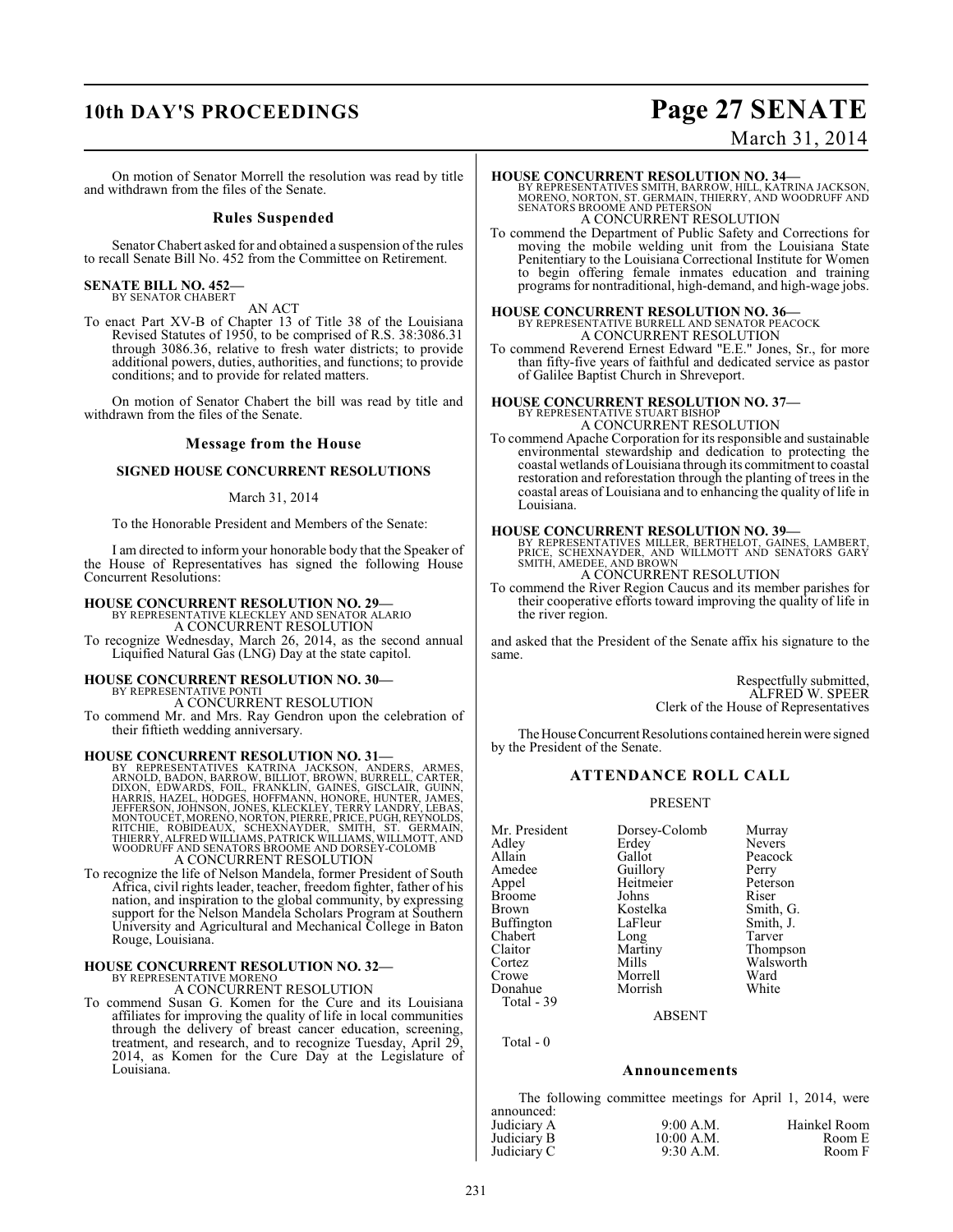On motion of Senator Morrell the resolution was read by title and withdrawn from the files of the Senate.

## Rules Suspended

Senator Chabert asked for and obtained a suspension of the rules to recall Senate Bill No. 452 from the Committee on Retirement.

**SENATE BILL NO. 452—**
BY SENATOR CHABERT

AN ACT

To enact Part XV-B of Chapter 13 of Title 38 of the Louisiana Revised Statutes of 1950, to be comprised of R.S. 38:3086.31 through 3086.36, relative to fresh water districts; to provide additional powers, duties, authorities, and functions; to provide conditions; and to provide for related matters.

On motion of Senator Chabert the bill was read by title and withdrawn from the files of the Senate.

## Message from the House

### SIGNED HOUSE CONCURRENT RESOLUTIONS

March 31, 2014

To the Honorable President and Members of the Senate:

I am directed to inform your honorable body that the Speaker of the House of Representatives has signed the following House Concurrent Resolutions:

**HOUSE CONCURRENT RESOLUTION NO. 29—**
BY REPRESENTATIVE KLECKLEY AND SENATOR ALARIO
A CONCURRENT RESOLUTION
To recognize Wednesday, March 26, 2014, as the second annual Liquified Natural Gas (LNG) Day at the state capitol.

**HOUSE CONCURRENT RESOLUTION NO. 30—**
BY REPRESENTATIVE PONTI
A CONCURRENT RESOLUTION
To commend Mr. and Mrs. Ray Gendron upon the celebration of their fiftieth wedding anniversary.

**HOUSE CONCURRENT RESOLUTION NO. 31—**
BY REPRESENTATIVES KATRINA JACKSON, ANDERS, ARMES, ARNOLD, BADON, BARROW, BILLIOT, BROWN, BURRELL, CARTER, DIXON, EDWARDS, FOIL, FRANKLIN, GAINES, GISCLAIR, GUINN, HARRIS, HAZEL, HODGES, HOFFMANN, HONORE, HUNTER, JAMES, JEFFERSON, JOHNSON, JONES, KLECKLEY, TERRY LANDRY, LEBAS, MONTOUCET, MORENO, NORTON, PIERRE, PRICE, PUGH, REYNOLDS, RITCHIE, ROBIDEAUX, SCHEXNAYDER, SMITH, ST. GERMAIN, THIERRY, ALFRED WILLIAMS, PATRICK WILLIAMS, WILLMOTT, AND WOODRUFF AND SENATORS BROOME AND DORSEY-COLOMB
A CONCURRENT RESOLUTION
To recognize the life of Nelson Mandela, former President of South Africa, civil rights leader, teacher, freedom fighter, father of his nation, and inspiration to the global community, by expressing support for the Nelson Mandela Scholars Program at Southern University and Agricultural and Mechanical College in Baton Rouge, Louisiana.

**HOUSE CONCURRENT RESOLUTION NO. 32—**
BY REPRESENTATIVE MORENO
A CONCURRENT RESOLUTION
To commend Susan G. Komen for the Cure and its Louisiana affiliates for improving the quality of life in local communities through the delivery of breast cancer education, screening, treatment, and research, and to recognize Tuesday, April 29, 2014, as Komen for the Cure Day at the Legislature of Louisiana.

**HOUSE CONCURRENT RESOLUTION NO. 34—**
BY REPRESENTATIVES SMITH, BARROW, HILL, KATRINA JACKSON, MORENO, NORTON, ST. GERMAIN, THIERRY, AND WOODRUFF AND SENATORS BROOME AND PETERSON
A CONCURRENT RESOLUTION
To commend the Department of Public Safety and Corrections for moving the mobile welding unit from the Louisiana State Penitentiary to the Louisiana Correctional Institute for Women to begin offering female inmates education and training programs for nontraditional, high-demand, and high-wage jobs.

**HOUSE CONCURRENT RESOLUTION NO. 36—**
BY REPRESENTATIVE BURRELL AND SENATOR PEACOCK
A CONCURRENT RESOLUTION
To commend Reverend Ernest Edward "E.E." Jones, Sr., for more than fifty-five years of faithful and dedicated service as pastor of Galilee Baptist Church in Shreveport.

**HOUSE CONCURRENT RESOLUTION NO. 37—**
BY REPRESENTATIVE STUART BISHOP
A CONCURRENT RESOLUTION
To commend Apache Corporation for its responsible and sustainable environmental stewardship and dedication to protecting the coastal wetlands of Louisiana through its commitment to coastal restoration and reforestation through the planting of trees in the coastal areas of Louisiana and to enhancing the quality of life in Louisiana.

**HOUSE CONCURRENT RESOLUTION NO. 39—**
BY REPRESENTATIVES MILLER, BERTHELOT, GAINES, LAMBERT, PRICE, SCHEXNAYDER, AND WILLMOTT AND SENATORS GARY SMITH, AMEDEE, AND BROWN
A CONCURRENT RESOLUTION
To commend the River Region Caucus and its member parishes for their cooperative efforts toward improving the quality of life in the river region.

and asked that the President of the Senate affix his signature to the same.

Respectfully submitted,
ALFRED W. SPEER
Clerk of the House of Representatives

The House Concurrent Resolutions contained herein were signed by the President of the Senate.

## ATTENDANCE ROLL CALL

PRESENT

| | | |
|---|---|---|
| Mr. President | Dorsey-Colomb | Murray |
| Adley | Erdey | Nevers |
| Allain | Gallot | Peacock |
| Amedee | Guillory | Perry |
| Appel | Heitmeier | Peterson |
| Broome | Johns | Riser |
| Brown | Kostelka | Smith, G. |
| Buffington | LaFleur | Smith, J. |
| Chabert | Long | Tarver |
| Claitor | Martiny | Thompson |
| Cortez | Mills | Walsworth |
| Crowe | Morrell | Ward |
| Donahue | Morrish | White |

Total - 39

ABSENT

Total - 0

## Announcements

The following committee meetings for April 1, 2014, were announced:

| | | |
|---|---|---|
| Judiciary A | 9:00 A.M. | Hainkel Room |
| Judiciary B | 10:00 A.M. | Room E |
| Judiciary C | 9:30 A.M. | Room F |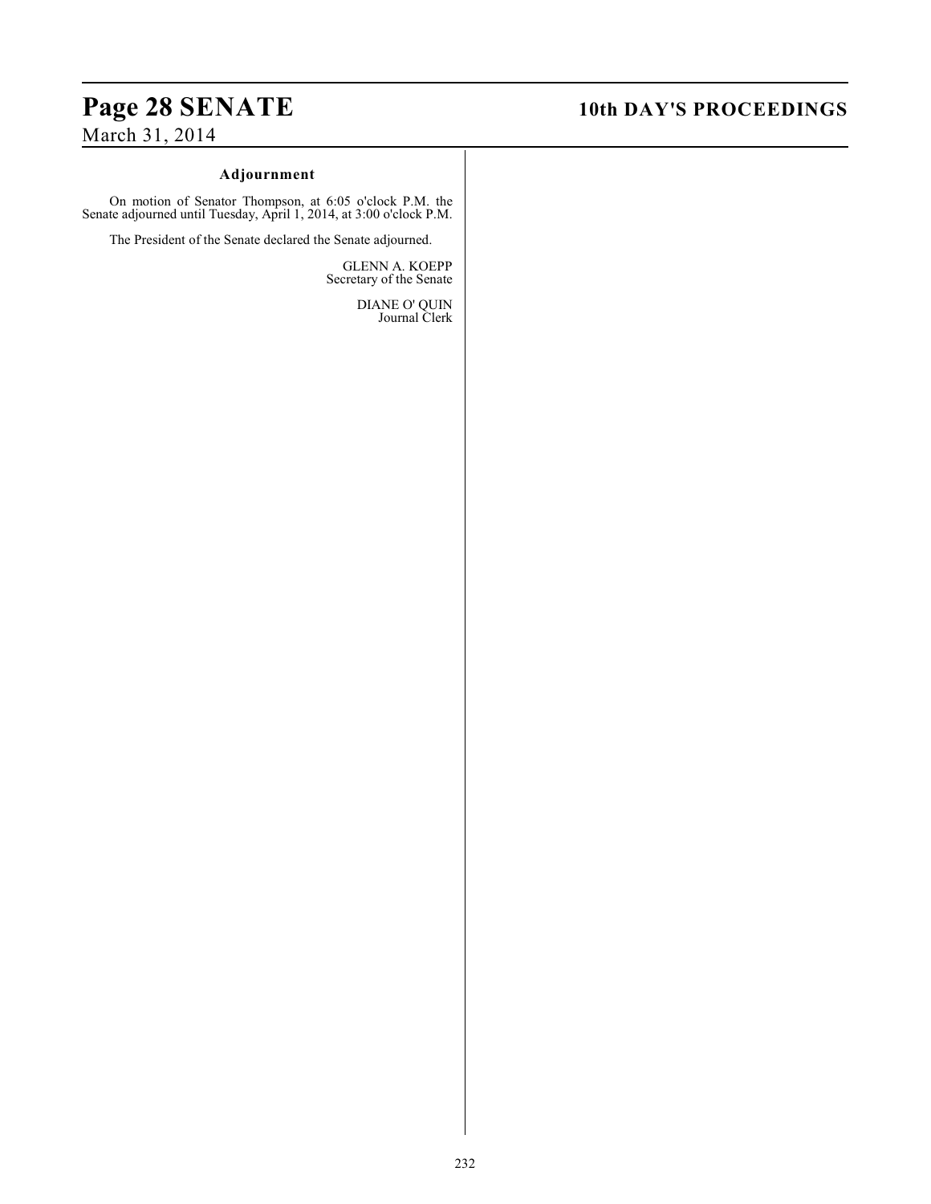### Adjournment

On motion of Senator Thompson, at 6:05 o'clock P.M. the Senate adjourned until Tuesday, April 1, 2014, at 3:00 o'clock P.M.

The President of the Senate declared the Senate adjourned.

GLENN A. KOEPP
Secretary of the Senate

DIANE O' QUIN
Journal Clerk